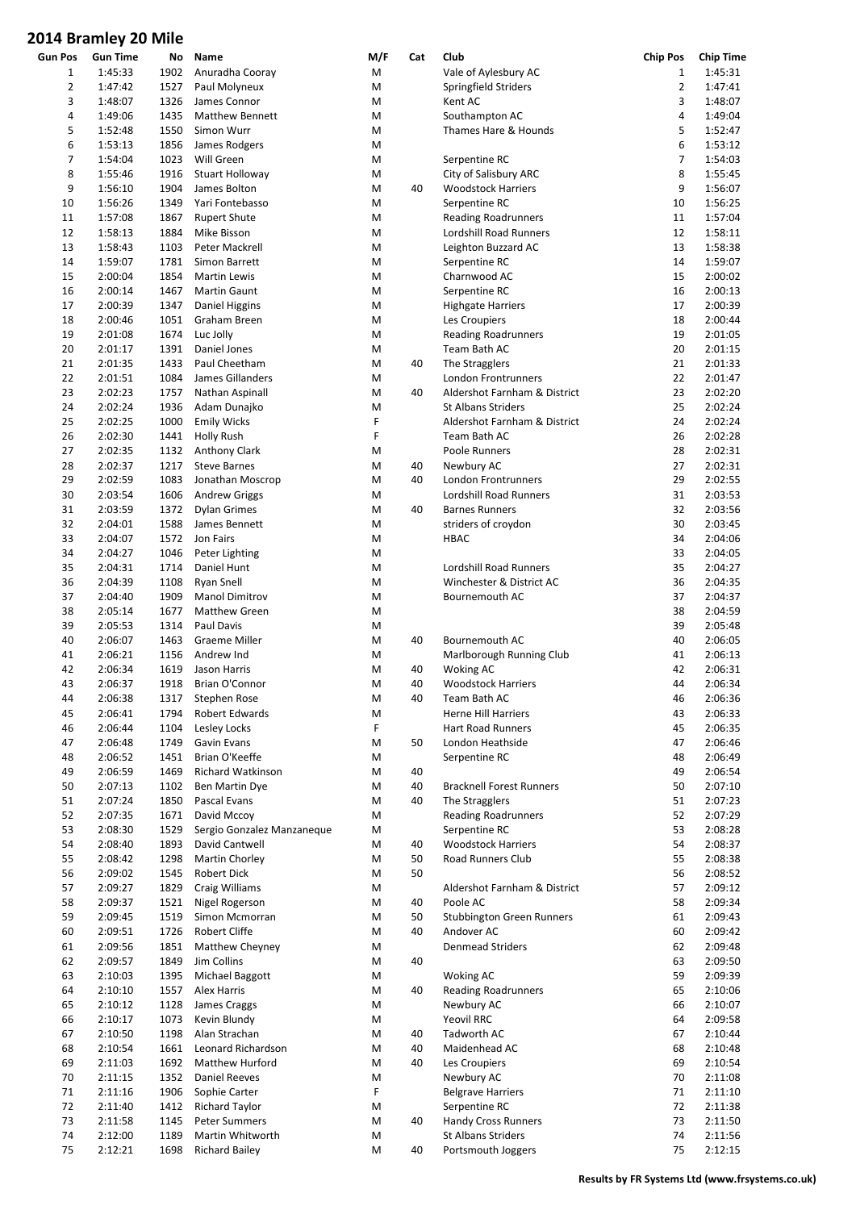# 2014 Bramley 20 Mile

| Gun Pos | Gun Time | No | Name | M/F | Cat | Club | Chip Pos | Chip Time |
|---|---|---|---|---|---|---|---|---|
| 1 | 1:45:33 | 1902 | Anuradha Cooray | M | | Vale of Aylesbury AC | 1 | 1:45:31 |
| 2 | 1:47:42 | 1527 | Paul Molyneux | M | | Springfield Striders | 2 | 1:47:41 |
| 3 | 1:48:07 | 1326 | James Connor | M | | Kent AC | 3 | 1:48:07 |
| 4 | 1:49:06 | 1435 | Matthew Bennett | M | | Southampton AC | 4 | 1:49:04 |
| 5 | 1:52:48 | 1550 | Simon Wurr | M | | Thames Hare & Hounds | 5 | 1:52:47 |
| 6 | 1:53:13 | 1856 | James Rodgers | M | | | 6 | 1:53:12 |
| 7 | 1:54:04 | 1023 | Will Green | M | | Serpentine RC | 7 | 1:54:03 |
| 8 | 1:55:46 | 1916 | Stuart Holloway | M | | City of Salisbury ARC | 8 | 1:55:45 |
| 9 | 1:56:10 | 1904 | James Bolton | M | 40 | Woodstock Harriers | 9 | 1:56:07 |
| 10 | 1:56:26 | 1349 | Yari Fontebasso | M | | Serpentine RC | 10 | 1:56:25 |
| 11 | 1:57:08 | 1867 | Rupert Shute | M | | Reading Roadrunners | 11 | 1:57:04 |
| 12 | 1:58:13 | 1884 | Mike Bisson | M | | Lordshill Road Runners | 12 | 1:58:11 |
| 13 | 1:58:43 | 1103 | Peter Mackrell | M | | Leighton Buzzard AC | 13 | 1:58:38 |
| 14 | 1:59:07 | 1781 | Simon Barrett | M | | Serpentine RC | 14 | 1:59:07 |
| 15 | 2:00:04 | 1854 | Martin Lewis | M | | Charnwood AC | 15 | 2:00:02 |
| 16 | 2:00:14 | 1467 | Martin Gaunt | M | | Serpentine RC | 16 | 2:00:13 |
| 17 | 2:00:39 | 1347 | Daniel Higgins | M | | Highgate Harriers | 17 | 2:00:39 |
| 18 | 2:00:46 | 1051 | Graham Breen | M | | Les Croupiers | 18 | 2:00:44 |
| 19 | 2:01:08 | 1674 | Luc Jolly | M | | Reading Roadrunners | 19 | 2:01:05 |
| 20 | 2:01:17 | 1391 | Daniel Jones | M | | Team Bath AC | 20 | 2:01:15 |
| 21 | 2:01:35 | 1433 | Paul Cheetham | M | 40 | The Stragglers | 21 | 2:01:33 |
| 22 | 2:01:51 | 1084 | James Gillanders | M | | London Frontrunners | 22 | 2:01:47 |
| 23 | 2:02:23 | 1757 | Nathan Aspinall | M | 40 | Aldershot Farnham & District | 23 | 2:02:20 |
| 24 | 2:02:24 | 1936 | Adam Dunajko | M | | St Albans Striders | 25 | 2:02:24 |
| 25 | 2:02:25 | 1000 | Emily Wicks | F | | Aldershot Farnham & District | 24 | 2:02:24 |
| 26 | 2:02:30 | 1441 | Holly Rush | F | | Team Bath AC | 26 | 2:02:28 |
| 27 | 2:02:35 | 1132 | Anthony Clark | M | | Poole Runners | 28 | 2:02:31 |
| 28 | 2:02:37 | 1217 | Steve Barnes | M | 40 | Newbury AC | 27 | 2:02:31 |
| 29 | 2:02:59 | 1083 | Jonathan Moscrop | M | 40 | London Frontrunners | 29 | 2:02:55 |
| 30 | 2:03:54 | 1606 | Andrew Griggs | M | | Lordshill Road Runners | 31 | 2:03:53 |
| 31 | 2:03:59 | 1372 | Dylan Grimes | M | 40 | Barnes Runners | 32 | 2:03:56 |
| 32 | 2:04:01 | 1588 | James Bennett | M | | striders of croydon | 30 | 2:03:45 |
| 33 | 2:04:07 | 1572 | Jon Fairs | M | | HBAC | 34 | 2:04:06 |
| 34 | 2:04:27 | 1046 | Peter Lighting | M | | | 33 | 2:04:05 |
| 35 | 2:04:31 | 1714 | Daniel Hunt | M | | Lordshill Road Runners | 35 | 2:04:27 |
| 36 | 2:04:39 | 1108 | Ryan Snell | M | | Winchester & District AC | 36 | 2:04:35 |
| 37 | 2:04:40 | 1909 | Manol Dimitrov | M | | Bournemouth AC | 37 | 2:04:37 |
| 38 | 2:05:14 | 1677 | Matthew Green | M | | | 38 | 2:04:59 |
| 39 | 2:05:53 | 1314 | Paul Davis | M | | | 39 | 2:05:48 |
| 40 | 2:06:07 | 1463 | Graeme Miller | M | 40 | Bournemouth AC | 40 | 2:06:05 |
| 41 | 2:06:21 | 1156 | Andrew Ind | M | | Marlborough Running Club | 41 | 2:06:13 |
| 42 | 2:06:34 | 1619 | Jason Harris | M | 40 | Woking AC | 42 | 2:06:31 |
| 43 | 2:06:37 | 1918 | Brian O'Connor | M | 40 | Woodstock Harriers | 44 | 2:06:34 |
| 44 | 2:06:38 | 1317 | Stephen Rose | M | 40 | Team Bath AC | 46 | 2:06:36 |
| 45 | 2:06:41 | 1794 | Robert Edwards | M | | Herne Hill Harriers | 43 | 2:06:33 |
| 46 | 2:06:44 | 1104 | Lesley Locks | F | | Hart Road Runners | 45 | 2:06:35 |
| 47 | 2:06:48 | 1749 | Gavin Evans | M | 50 | London Heathside | 47 | 2:06:46 |
| 48 | 2:06:52 | 1451 | Brian O'Keeffe | M | | Serpentine RC | 48 | 2:06:49 |
| 49 | 2:06:59 | 1469 | Richard Watkinson | M | 40 | | 49 | 2:06:54 |
| 50 | 2:07:13 | 1102 | Ben Martin Dye | M | 40 | Bracknell Forest Runners | 50 | 2:07:10 |
| 51 | 2:07:24 | 1850 | Pascal Evans | M | 40 | The Stragglers | 51 | 2:07:23 |
| 52 | 2:07:35 | 1671 | David Mccoy | M | | Reading Roadrunners | 52 | 2:07:29 |
| 53 | 2:08:30 | 1529 | Sergio Gonzalez Manzaneque | M | | Serpentine RC | 53 | 2:08:28 |
| 54 | 2:08:40 | 1893 | David Cantwell | M | 40 | Woodstock Harriers | 54 | 2:08:37 |
| 55 | 2:08:42 | 1298 | Martin Chorley | M | 50 | Road Runners Club | 55 | 2:08:38 |
| 56 | 2:09:02 | 1545 | Robert Dick | M | 50 | | 56 | 2:08:52 |
| 57 | 2:09:27 | 1829 | Craig Williams | M | | Aldershot Farnham & District | 57 | 2:09:12 |
| 58 | 2:09:37 | 1521 | Nigel Rogerson | M | 40 | Poole AC | 58 | 2:09:34 |
| 59 | 2:09:45 | 1519 | Simon Mcmorran | M | 50 | Stubbington Green Runners | 61 | 2:09:43 |
| 60 | 2:09:51 | 1726 | Robert Cliffe | M | 40 | Andover AC | 60 | 2:09:42 |
| 61 | 2:09:56 | 1851 | Matthew Cheyney | M | | Denmead Striders | 62 | 2:09:48 |
| 62 | 2:09:57 | 1849 | Jim Collins | M | 40 | | 63 | 2:09:50 |
| 63 | 2:10:03 | 1395 | Michael Baggott | M | | Woking AC | 59 | 2:09:39 |
| 64 | 2:10:10 | 1557 | Alex Harris | M | 40 | Reading Roadrunners | 65 | 2:10:06 |
| 65 | 2:10:12 | 1128 | James Craggs | M | | Newbury AC | 66 | 2:10:07 |
| 66 | 2:10:17 | 1073 | Kevin Blundy | M | | Yeovil RRC | 64 | 2:09:58 |
| 67 | 2:10:50 | 1198 | Alan Strachan | M | 40 | Tadworth AC | 67 | 2:10:44 |
| 68 | 2:10:54 | 1661 | Leonard Richardson | M | 40 | Maidenhead AC | 68 | 2:10:48 |
| 69 | 2:11:03 | 1692 | Matthew Hurford | M | 40 | Les Croupiers | 69 | 2:10:54 |
| 70 | 2:11:15 | 1352 | Daniel Reeves | M | | Newbury AC | 70 | 2:11:08 |
| 71 | 2:11:16 | 1906 | Sophie Carter | F | | Belgrave Harriers | 71 | 2:11:10 |
| 72 | 2:11:40 | 1412 | Richard Taylor | M | | Serpentine RC | 72 | 2:11:38 |
| 73 | 2:11:58 | 1145 | Peter Summers | M | 40 | Handy Cross Runners | 73 | 2:11:50 |
| 74 | 2:12:00 | 1189 | Martin Whitworth | M | | St Albans Striders | 74 | 2:11:56 |
| 75 | 2:12:21 | 1698 | Richard Bailey | M | 40 | Portsmouth Joggers | 75 | 2:12:15 |

**Results by FR Systems Ltd (www.frsystems.co.uk)**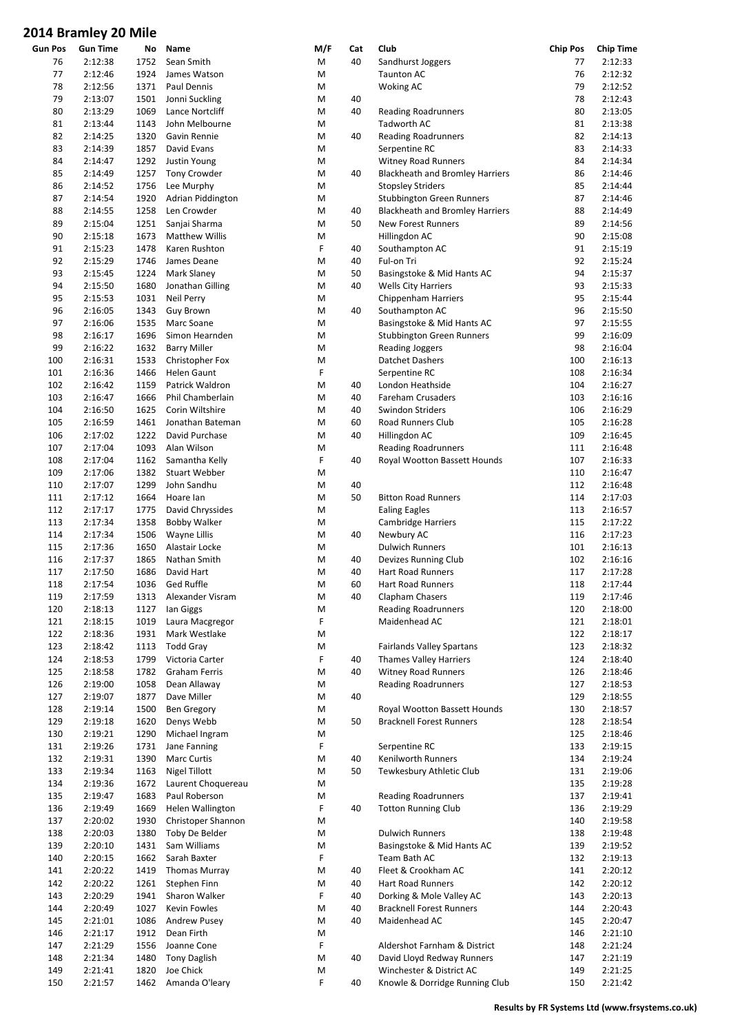# 2014 Bramley 20 Mile

| Gun Pos | Gun Time | No | Name | M/F | Cat | Club | Chip Pos | Chip Time |
|---|---|---|---|---|---|---|---|---|
| 76 | 2:12:38 | 1752 | Sean Smith | M | 40 | Sandhurst Joggers | 77 | 2:12:33 |
| 77 | 2:12:46 | 1924 | James Watson | M | | Taunton AC | 76 | 2:12:32 |
| 78 | 2:12:56 | 1371 | Paul Dennis | M | | Woking AC | 79 | 2:12:52 |
| 79 | 2:13:07 | 1501 | Jonni Suckling | M | 40 | | 78 | 2:12:43 |
| 80 | 2:13:29 | 1069 | Lance Nortcliff | M | 40 | Reading Roadrunners | 80 | 2:13:05 |
| 81 | 2:13:44 | 1143 | John Melbourne | M | | Tadworth AC | 81 | 2:13:38 |
| 82 | 2:14:25 | 1320 | Gavin Rennie | M | 40 | Reading Roadrunners | 82 | 2:14:13 |
| 83 | 2:14:39 | 1857 | David Evans | M | | Serpentine RC | 83 | 2:14:33 |
| 84 | 2:14:47 | 1292 | Justin Young | M | | Witney Road Runners | 84 | 2:14:34 |
| 85 | 2:14:49 | 1257 | Tony Crowder | M | 40 | Blackheath and Bromley Harriers | 86 | 2:14:46 |
| 86 | 2:14:52 | 1756 | Lee Murphy | M | | Stopsley Striders | 85 | 2:14:44 |
| 87 | 2:14:54 | 1920 | Adrian Piddington | M | | Stubbington Green Runners | 87 | 2:14:46 |
| 88 | 2:14:55 | 1258 | Len Crowder | M | 40 | Blackheath and Bromley Harriers | 88 | 2:14:49 |
| 89 | 2:15:04 | 1251 | Sanjai Sharma | M | 50 | New Forest Runners | 89 | 2:14:56 |
| 90 | 2:15:18 | 1673 | Matthew Willis | M | | Hillingdon AC | 90 | 2:15:08 |
| 91 | 2:15:23 | 1478 | Karen Rushton | F | 40 | Southampton AC | 91 | 2:15:19 |
| 92 | 2:15:29 | 1746 | James Deane | M | 40 | Ful-on Tri | 92 | 2:15:24 |
| 93 | 2:15:45 | 1224 | Mark Slaney | M | 50 | Basingstoke & Mid Hants AC | 94 | 2:15:37 |
| 94 | 2:15:50 | 1680 | Jonathan Gilling | M | 40 | Wells City Harriers | 93 | 2:15:33 |
| 95 | 2:15:53 | 1031 | Neil Perry | M | | Chippenham Harriers | 95 | 2:15:44 |
| 96 | 2:16:05 | 1343 | Guy Brown | M | 40 | Southampton AC | 96 | 2:15:50 |
| 97 | 2:16:06 | 1535 | Marc Soane | M | | Basingstoke & Mid Hants AC | 97 | 2:15:55 |
| 98 | 2:16:17 | 1696 | Simon Hearnden | M | | Stubbington Green Runners | 99 | 2:16:09 |
| 99 | 2:16:22 | 1632 | Barry Miller | M | | Reading Joggers | 98 | 2:16:04 |
| 100 | 2:16:31 | 1533 | Christopher Fox | M | | Datchet Dashers | 100 | 2:16:13 |
| 101 | 2:16:36 | 1466 | Helen Gaunt | F | | Serpentine RC | 108 | 2:16:34 |
| 102 | 2:16:42 | 1159 | Patrick Waldron | M | 40 | London Heathside | 104 | 2:16:27 |
| 103 | 2:16:47 | 1666 | Phil Chamberlain | M | 40 | Fareham Crusaders | 103 | 2:16:16 |
| 104 | 2:16:50 | 1625 | Corin Wiltshire | M | 40 | Swindon Striders | 106 | 2:16:29 |
| 105 | 2:16:59 | 1461 | Jonathan Bateman | M | 60 | Road Runners Club | 105 | 2:16:28 |
| 106 | 2:17:02 | 1222 | David Purchase | M | 40 | Hillingdon AC | 109 | 2:16:45 |
| 107 | 2:17:04 | 1093 | Alan Wilson | M | | Reading Roadrunners | 111 | 2:16:48 |
| 108 | 2:17:04 | 1162 | Samantha Kelly | F | 40 | Royal Wootton Bassett Hounds | 107 | 2:16:33 |
| 109 | 2:17:06 | 1382 | Stuart Webber | M | | | 110 | 2:16:47 |
| 110 | 2:17:07 | 1299 | John Sandhu | M | 40 | | 112 | 2:16:48 |
| 111 | 2:17:12 | 1664 | Hoare Ian | M | 50 | Bitton Road Runners | 114 | 2:17:03 |
| 112 | 2:17:17 | 1775 | David Chryssides | M | | Ealing Eagles | 113 | 2:16:57 |
| 113 | 2:17:34 | 1358 | Bobby Walker | M | | Cambridge Harriers | 115 | 2:17:22 |
| 114 | 2:17:34 | 1506 | Wayne Lillis | M | 40 | Newbury AC | 116 | 2:17:23 |
| 115 | 2:17:36 | 1650 | Alastair Locke | M | | Dulwich Runners | 101 | 2:16:13 |
| 116 | 2:17:37 | 1865 | Nathan Smith | M | 40 | Devizes Running Club | 102 | 2:16:16 |
| 117 | 2:17:50 | 1686 | David Hart | M | 40 | Hart Road Runners | 117 | 2:17:28 |
| 118 | 2:17:54 | 1036 | Ged Ruffle | M | 60 | Hart Road Runners | 118 | 2:17:44 |
| 119 | 2:17:59 | 1313 | Alexander Visram | M | 40 | Clapham Chasers | 119 | 2:17:46 |
| 120 | 2:18:13 | 1127 | Ian Giggs | M | | Reading Roadrunners | 120 | 2:18:00 |
| 121 | 2:18:15 | 1019 | Laura Macgregor | F | | Maidenhead AC | 121 | 2:18:01 |
| 122 | 2:18:36 | 1931 | Mark Westlake | M | | | 122 | 2:18:17 |
| 123 | 2:18:42 | 1113 | Todd Gray | M | | Fairlands Valley Spartans | 123 | 2:18:32 |
| 124 | 2:18:53 | 1799 | Victoria Carter | F | 40 | Thames Valley Harriers | 124 | 2:18:40 |
| 125 | 2:18:58 | 1782 | Graham Ferris | M | 40 | Witney Road Runners | 126 | 2:18:46 |
| 126 | 2:19:00 | 1058 | Dean Allaway | M | | Reading Roadrunners | 127 | 2:18:53 |
| 127 | 2:19:07 | 1877 | Dave Miller | M | 40 | | 129 | 2:18:55 |
| 128 | 2:19:14 | 1500 | Ben Gregory | M | | Royal Wootton Bassett Hounds | 130 | 2:18:57 |
| 129 | 2:19:18 | 1620 | Denys Webb | M | 50 | Bracknell Forest Runners | 128 | 2:18:54 |
| 130 | 2:19:21 | 1290 | Michael Ingram | M | | | 125 | 2:18:46 |
| 131 | 2:19:26 | 1731 | Jane Fanning | F | | Serpentine RC | 133 | 2:19:15 |
| 132 | 2:19:31 | 1390 | Marc Curtis | M | 40 | Kenilworth Runners | 134 | 2:19:24 |
| 133 | 2:19:34 | 1163 | Nigel Tillott | M | 50 | Tewkesbury Athletic Club | 131 | 2:19:06 |
| 134 | 2:19:36 | 1672 | Laurent Choquereau | M | | | 135 | 2:19:28 |
| 135 | 2:19:47 | 1683 | Paul Roberson | M | | Reading Roadrunners | 137 | 2:19:41 |
| 136 | 2:19:49 | 1669 | Helen Wallington | F | 40 | Totton Running Club | 136 | 2:19:29 |
| 137 | 2:20:02 | 1930 | Christoper Shannon | M | | | 140 | 2:19:58 |
| 138 | 2:20:03 | 1380 | Toby De Belder | M | | Dulwich Runners | 138 | 2:19:48 |
| 139 | 2:20:10 | 1431 | Sam Williams | M | | Basingstoke & Mid Hants AC | 139 | 2:19:52 |
| 140 | 2:20:15 | 1662 | Sarah Baxter | F | | Team Bath AC | 132 | 2:19:13 |
| 141 | 2:20:22 | 1419 | Thomas Murray | M | 40 | Fleet & Crookham AC | 141 | 2:20:12 |
| 142 | 2:20:22 | 1261 | Stephen Finn | M | 40 | Hart Road Runners | 142 | 2:20:12 |
| 143 | 2:20:29 | 1941 | Sharon Walker | F | 40 | Dorking & Mole Valley AC | 143 | 2:20:13 |
| 144 | 2:20:49 | 1027 | Kevin Fowles | M | 40 | Bracknell Forest Runners | 144 | 2:20:43 |
| 145 | 2:21:01 | 1086 | Andrew Pusey | M | 40 | Maidenhead AC | 145 | 2:20:47 |
| 146 | 2:21:17 | 1912 | Dean Firth | M | | | 146 | 2:21:10 |
| 147 | 2:21:29 | 1556 | Joanne Cone | F | | Aldershot Farnham & District | 148 | 2:21:24 |
| 148 | 2:21:34 | 1480 | Tony Daglish | M | 40 | David Lloyd Redway Runners | 147 | 2:21:19 |
| 149 | 2:21:41 | 1820 | Joe Chick | M | | Winchester & District AC | 149 | 2:21:25 |
| 150 | 2:21:57 | 1462 | Amanda O'leary | F | 40 | Knowle & Dorridge Running Club | 150 | 2:21:42 |

Results by FR Systems Ltd (www.frsystems.co.uk)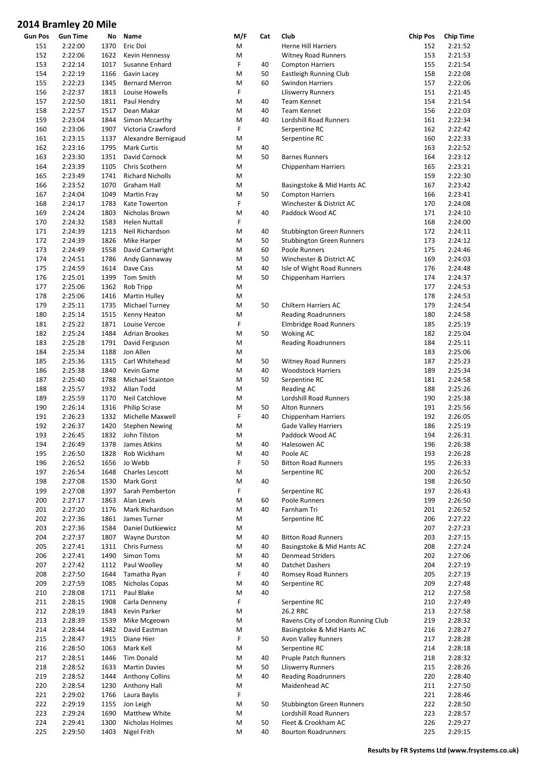# 2014 Bramley 20 Mile

| Gun Pos | Gun Time | No | Name | M/F | Cat | Club | Chip Pos | Chip Time |
|---|---|---|---|---|---|---|---|---|
| 151 | 2:22:00 | 1370 | Eric Dol | M | | Herne Hill Harriers | 152 | 2:21:52 |
| 152 | 2:22:06 | 1622 | Kevin Hennessy | M | | Witney Road Runners | 153 | 2:21:53 |
| 153 | 2:22:14 | 1017 | Susanne Enhard | F | 40 | Compton Harriers | 155 | 2:21:54 |
| 154 | 2:22:19 | 1166 | Gavin Lacey | M | 50 | Eastleigh Running Club | 158 | 2:22:08 |
| 155 | 2:22:23 | 1345 | Bernard Merron | M | 60 | Swindon Harriers | 157 | 2:22:06 |
| 156 | 2:22:37 | 1813 | Louise Howells | F | | Lliswerry Runners | 151 | 2:21:45 |
| 157 | 2:22:50 | 1811 | Paul Hendry | M | 40 | Team Kennet | 154 | 2:21:54 |
| 158 | 2:22:57 | 1517 | Dean Makar | M | 40 | Team Kennet | 156 | 2:22:03 |
| 159 | 2:23:04 | 1844 | Simon Mccarthy | M | 40 | Lordshill Road Runners | 161 | 2:22:34 |
| 160 | 2:23:06 | 1907 | Victoria Crawford | F | | Serpentine RC | 162 | 2:22:42 |
| 161 | 2:23:15 | 1137 | Alexandre Bernigaud | M | | Serpentine RC | 160 | 2:22:33 |
| 162 | 2:23:16 | 1795 | Mark Curtis | M | 40 | | 163 | 2:22:52 |
| 163 | 2:23:30 | 1351 | David Cornock | M | 50 | Barnes Runners | 164 | 2:23:12 |
| 164 | 2:23:39 | 1105 | Chris Scothern | M | | Chippenham Harriers | 165 | 2:23:21 |
| 165 | 2:23:49 | 1741 | Richard Nicholls | M | | | 159 | 2:22:30 |
| 166 | 2:23:52 | 1070 | Graham Hall | M | | Basingstoke & Mid Hants AC | 167 | 2:23:42 |
| 167 | 2:24:04 | 1049 | Martin Fray | M | 50 | Compton Harriers | 166 | 2:23:41 |
| 168 | 2:24:17 | 1783 | Kate Towerton | F | | Winchester & District AC | 170 | 2:24:08 |
| 169 | 2:24:24 | 1803 | Nicholas Brown | M | 40 | Paddock Wood AC | 171 | 2:24:10 |
| 170 | 2:24:32 | 1583 | Helen Nuttall | F | | | 168 | 2:24:00 |
| 171 | 2:24:39 | 1213 | Neil Richardson | M | 40 | Stubbington Green Runners | 172 | 2:24:11 |
| 172 | 2:24:39 | 1826 | Mike Harper | M | 50 | Stubbington Green Runners | 173 | 2:24:12 |
| 173 | 2:24:49 | 1558 | David Cartwright | M | 60 | Poole Runners | 175 | 2:24:46 |
| 174 | 2:24:51 | 1786 | Andy Gannaway | M | 50 | Winchester & District AC | 169 | 2:24:03 |
| 175 | 2:24:59 | 1614 | Dave Cass | M | 40 | Isle of Wight Road Runners | 176 | 2:24:48 |
| 176 | 2:25:01 | 1399 | Tom Smith | M | 50 | Chippenham Harriers | 174 | 2:24:37 |
| 177 | 2:25:06 | 1362 | Rob Tripp | M | | | 177 | 2:24:53 |
| 178 | 2:25:06 | 1416 | Martin Hulley | M | | | 178 | 2:24:53 |
| 179 | 2:25:11 | 1735 | Michael Turney | M | 50 | Chiltern Harriers AC | 179 | 2:24:54 |
| 180 | 2:25:14 | 1515 | Kenny Heaton | M | | Reading Roadrunners | 180 | 2:24:58 |
| 181 | 2:25:22 | 1871 | Louise Vercoe | F | | Elmbridge Road Runners | 185 | 2:25:19 |
| 182 | 2:25:24 | 1484 | Adrian Brookes | M | 50 | Woking AC | 182 | 2:25:04 |
| 183 | 2:25:28 | 1791 | David Ferguson | M | | Reading Roadrunners | 184 | 2:25:11 |
| 184 | 2:25:34 | 1188 | Jon Allen | M | | | 183 | 2:25:06 |
| 185 | 2:25:36 | 1315 | Carl Whitehead | M | 50 | Witney Road Runners | 187 | 2:25:23 |
| 186 | 2:25:38 | 1840 | Kevin Game | M | 40 | Woodstock Harriers | 189 | 2:25:34 |
| 187 | 2:25:40 | 1788 | Michael Stainton | M | 50 | Serpentine RC | 181 | 2:24:58 |
| 188 | 2:25:57 | 1932 | Allan Todd | M | | Reading AC | 188 | 2:25:26 |
| 189 | 2:25:59 | 1170 | Neil Catchlove | M | | Lordshill Road Runners | 190 | 2:25:38 |
| 190 | 2:26:14 | 1316 | Philip Scrase | M | 50 | Alton Runners | 191 | 2:25:56 |
| 191 | 2:26:23 | 1332 | Michelle Maxwell | F | 40 | Chippenham Harriers | 192 | 2:26:05 |
| 192 | 2:26:37 | 1420 | Stephen Newing | M | | Gade Valley Harriers | 186 | 2:25:19 |
| 193 | 2:26:45 | 1832 | John Tilston | M | | Paddock Wood AC | 194 | 2:26:31 |
| 194 | 2:26:49 | 1378 | James Atkins | M | 40 | Halesowen AC | 196 | 2:26:38 |
| 195 | 2:26:50 | 1828 | Rob Wickham | M | 40 | Poole AC | 193 | 2:26:28 |
| 196 | 2:26:52 | 1656 | Jo Webb | F | 50 | Bitton Road Runners | 195 | 2:26:33 |
| 197 | 2:26:54 | 1648 | Charles Lescott | M | | Serpentine RC | 200 | 2:26:52 |
| 198 | 2:27:08 | 1530 | Mark Gorst | M | 40 | | 198 | 2:26:50 |
| 199 | 2:27:08 | 1397 | Sarah Pemberton | F | | Serpentine RC | 197 | 2:26:43 |
| 200 | 2:27:17 | 1863 | Alan Lewis | M | 60 | Poole Runners | 199 | 2:26:50 |
| 201 | 2:27:20 | 1176 | Mark Richardson | M | 40 | Farnham Tri | 201 | 2:26:52 |
| 202 | 2:27:36 | 1861 | James Turner | M | | Serpentine RC | 206 | 2:27:22 |
| 203 | 2:27:36 | 1584 | Daniel Dutkiewicz | M | | | 207 | 2:27:23 |
| 204 | 2:27:37 | 1807 | Wayne Durston | M | 40 | Bitton Road Runners | 203 | 2:27:15 |
| 205 | 2:27:41 | 1311 | Chris Furness | M | 40 | Basingstoke & Mid Hants AC | 208 | 2:27:24 |
| 206 | 2:27:41 | 1490 | Simon Toms | M | 40 | Denmead Striders | 202 | 2:27:06 |
| 207 | 2:27:42 | 1112 | Paul Woolley | M | 40 | Datchet Dashers | 204 | 2:27:19 |
| 208 | 2:27:50 | 1644 | Tamatha Ryan | F | 40 | Romsey Road Runners | 205 | 2:27:19 |
| 209 | 2:27:59 | 1085 | Nicholas Copas | M | 40 | Serpentine RC | 209 | 2:27:48 |
| 210 | 2:28:08 | 1711 | Paul Blake | M | 40 | | 212 | 2:27:58 |
| 211 | 2:28:15 | 1908 | Carla Denneny | F | | Serpentine RC | 210 | 2:27:49 |
| 212 | 2:28:19 | 1843 | Kevin Parker | M | | 26.2 RRC | 213 | 2:27:58 |
| 213 | 2:28:39 | 1539 | Mike Mcgeown | M | | Ravens City of London Running Club | 219 | 2:28:32 |
| 214 | 2:28:44 | 1482 | David Eastman | M | | Basingstoke & Mid Hants AC | 216 | 2:28:27 |
| 215 | 2:28:47 | 1915 | Diane Hier | F | 50 | Avon Valley Runners | 217 | 2:28:28 |
| 216 | 2:28:50 | 1063 | Mark Kell | M | | Serpentine RC | 214 | 2:28:18 |
| 217 | 2:28:51 | 1446 | Tim Donald | M | 40 | Pruple Patch Runners | 218 | 2:28:32 |
| 218 | 2:28:52 | 1633 | Martin Davies | M | 50 | Lliswerry Runners | 215 | 2:28:26 |
| 219 | 2:28:52 | 1444 | Anthony Collins | M | 40 | Reading Roadrunners | 220 | 2:28:40 |
| 220 | 2:28:54 | 1230 | Anthony Hall | M | | Maidenhead AC | 211 | 2:27:50 |
| 221 | 2:29:02 | 1766 | Laura Baylis | F | | | 221 | 2:28:46 |
| 222 | 2:29:19 | 1155 | Jon Leigh | M | 50 | Stubbington Green Runners | 222 | 2:28:50 |
| 223 | 2:29:24 | 1690 | Matthew White | M | | Lordshill Road Runners | 223 | 2:28:57 |
| 224 | 2:29:41 | 1300 | Nicholas Holmes | M | 50 | Fleet & Crookham AC | 226 | 2:29:27 |
| 225 | 2:29:50 | 1403 | Nigel Frith | M | 40 | Bourton Roadrunners | 225 | 2:29:15 |

**Results by FR Systems Ltd (www.frsystems.co.uk)**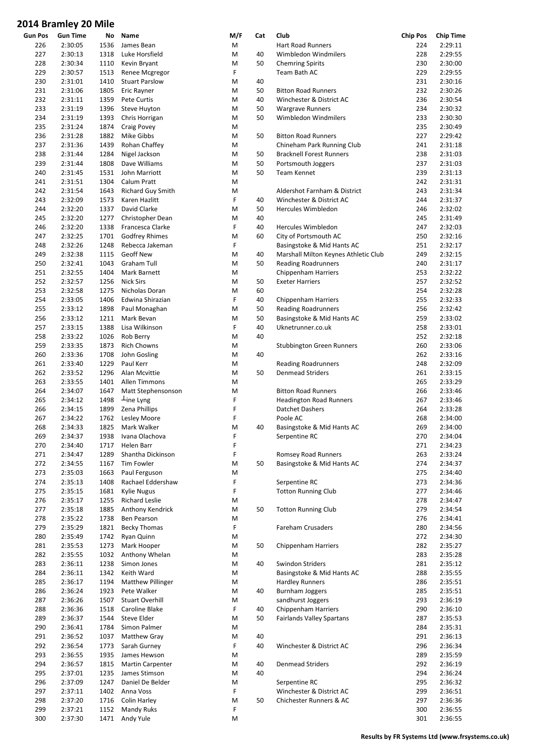# 2014 Bramley 20 Mile

| Gun Pos | Gun Time | No | Name | M/F | Cat | Club | Chip Pos | Chip Time |
|---|---|---|---|---|---|---|---|---|
| 226 | 2:30:05 | 1536 | James Bean | M | | Hart Road Runners | 224 | 2:29:11 |
| 227 | 2:30:13 | 1318 | Luke Horsfield | M | 40 | Wimbledon Windmilers | 228 | 2:29:55 |
| 228 | 2:30:34 | 1110 | Kevin Bryant | M | 50 | Chemring Spirits | 230 | 2:30:00 |
| 229 | 2:30:57 | 1513 | Renee Mcgregor | F | | Team Bath AC | 229 | 2:29:55 |
| 230 | 2:31:01 | 1410 | Stuart Parslow | M | 40 | | 231 | 2:30:16 |
| 231 | 2:31:06 | 1805 | Eric Rayner | M | 50 | Bitton Road Runners | 232 | 2:30:26 |
| 232 | 2:31:11 | 1359 | Pete Curtis | M | 40 | Winchester & District AC | 236 | 2:30:54 |
| 233 | 2:31:19 | 1396 | Steve Huyton | M | 50 | Wargrave Runners | 234 | 2:30:32 |
| 234 | 2:31:19 | 1393 | Chris Horrigan | M | 50 | Wimbledon Windmilers | 233 | 2:30:30 |
| 235 | 2:31:24 | 1874 | Craig Povey | M | | | 235 | 2:30:49 |
| 236 | 2:31:28 | 1882 | Mike Gibbs | M | 50 | Bitton Road Runners | 227 | 2:29:42 |
| 237 | 2:31:36 | 1439 | Rohan Chaffey | M | | Chineham Park Running Club | 241 | 2:31:18 |
| 238 | 2:31:44 | 1284 | Nigel Jackson | M | 50 | Bracknell Forest Runners | 238 | 2:31:03 |
| 239 | 2:31:44 | 1808 | Dave Williams | M | 50 | Portsmouth Joggers | 237 | 2:31:03 |
| 240 | 2:31:45 | 1531 | John Marriott | M | 50 | Team Kennet | 239 | 2:31:13 |
| 241 | 2:31:51 | 1304 | Calum Pratt | M | | | 242 | 2:31:31 |
| 242 | 2:31:54 | 1643 | Richard Guy Smith | M | | Aldershot Farnham & District | 243 | 2:31:34 |
| 243 | 2:32:09 | 1573 | Karen Hazlitt | F | 40 | Winchester & District AC | 244 | 2:31:37 |
| 244 | 2:32:20 | 1337 | David Clarke | M | 50 | Hercules Wimbledon | 246 | 2:32:02 |
| 245 | 2:32:20 | 1277 | Christopher Dean | M | 40 | | 245 | 2:31:49 |
| 246 | 2:32:20 | 1338 | Francesca Clarke | F | 40 | Hercules Wimbledon | 247 | 2:32:03 |
| 247 | 2:32:25 | 1701 | Godfrey Rhimes | M | 60 | City of Portsmouth AC | 250 | 2:32:16 |
| 248 | 2:32:26 | 1248 | Rebecca Jakeman | F | | Basingstoke & Mid Hants AC | 251 | 2:32:17 |
| 249 | 2:32:38 | 1115 | Geoff New | M | 40 | Marshall Milton Keynes Athletic Club | 249 | 2:32:15 |
| 250 | 2:32:41 | 1043 | Graham Tull | M | 50 | Reading Roadrunners | 240 | 2:31:17 |
| 251 | 2:32:55 | 1404 | Mark Barnett | M | | Chippenham Harriers | 253 | 2:32:22 |
| 252 | 2:32:57 | 1256 | Nick Sirs | M | 50 | Exeter Harriers | 257 | 2:32:52 |
| 253 | 2:32:58 | 1275 | Nicholas Doran | M | 60 | | 254 | 2:32:28 |
| 254 | 2:33:05 | 1406 | Edwina Shirazian | F | 40 | Chippenham Harriers | 255 | 2:32:33 |
| 255 | 2:33:12 | 1898 | Paul Monaghan | M | 50 | Reading Roadrunners | 256 | 2:32:42 |
| 256 | 2:33:12 | 1211 | Mark Bevan | M | 50 | Basingstoke & Mid Hants AC | 259 | 2:33:02 |
| 257 | 2:33:15 | 1388 | Lisa Wilkinson | F | 40 | Uknetrunner.co.uk | 258 | 2:33:01 |
| 258 | 2:33:22 | 1026 | Rob Berry | M | 40 | | 252 | 2:32:18 |
| 259 | 2:33:35 | 1873 | Rich Chowns | M | | Stubbington Green Runners | 260 | 2:33:06 |
| 260 | 2:33:36 | 1708 | John Gosling | M | 40 | | 262 | 2:33:16 |
| 261 | 2:33:40 | 1229 | Paul Kerr | M | | Reading Roadrunners | 248 | 2:32:09 |
| 262 | 2:33:52 | 1296 | Alan Mcvittie | M | 50 | Denmead Striders | 261 | 2:33:15 |
| 263 | 2:33:55 | 1401 | Allen Timmons | M | | | 265 | 2:33:29 |
| 264 | 2:34:07 | 1647 | Matt Stephensonson | M | | Bitton Road Runners | 266 | 2:33:46 |
| 265 | 2:34:12 | 1498 | ┴ine Lyng | F | | Headington Road Runners | 267 | 2:33:46 |
| 266 | 2:34:15 | 1899 | Zena Phillips | F | | Datchet Dashers | 264 | 2:33:28 |
| 267 | 2:34:22 | 1762 | Lesley Moore | F | | Poole AC | 268 | 2:34:00 |
| 268 | 2:34:33 | 1825 | Mark Walker | M | 40 | Basingstoke & Mid Hants AC | 269 | 2:34:00 |
| 269 | 2:34:37 | 1938 | Ivana Olachova | F | | Serpentine RC | 270 | 2:34:04 |
| 270 | 2:34:40 | 1717 | Helen Barr | F | | | 271 | 2:34:23 |
| 271 | 2:34:47 | 1289 | Shantha Dickinson | F | | Romsey Road Runners | 263 | 2:33:24 |
| 272 | 2:34:55 | 1167 | Tim Fowler | M | 50 | Basingstoke & Mid Hants AC | 274 | 2:34:37 |
| 273 | 2:35:03 | 1663 | Paul Ferguson | M | | | 275 | 2:34:40 |
| 274 | 2:35:13 | 1408 | Rachael Eddershaw | F | | Serpentine RC | 273 | 2:34:36 |
| 275 | 2:35:15 | 1681 | Kylie Nugus | F | | Totton Running Club | 277 | 2:34:46 |
| 276 | 2:35:17 | 1255 | Richard Leslie | M | | | 278 | 2:34:47 |
| 277 | 2:35:18 | 1885 | Anthony Kendrick | M | 50 | Totton Running Club | 279 | 2:34:54 |
| 278 | 2:35:22 | 1738 | Ben Pearson | M | | | 276 | 2:34:41 |
| 279 | 2:35:29 | 1821 | Becky Thomas | F | | Fareham Crusaders | 280 | 2:34:56 |
| 280 | 2:35:49 | 1742 | Ryan Quinn | M | | | 272 | 2:34:30 |
| 281 | 2:35:53 | 1273 | Mark Hooper | M | 50 | Chippenham Harriers | 282 | 2:35:27 |
| 282 | 2:35:55 | 1032 | Anthony Whelan | M | | | 283 | 2:35:28 |
| 283 | 2:36:11 | 1238 | Simon Jones | M | 40 | Swindon Striders | 281 | 2:35:12 |
| 284 | 2:36:11 | 1342 | Keith Ward | M | | Basingstoke & Mid Hants AC | 288 | 2:35:55 |
| 285 | 2:36:17 | 1194 | Matthew Pillinger | M | | Hardley Runners | 286 | 2:35:51 |
| 286 | 2:36:24 | 1923 | Pete Walker | M | 40 | Burnham Joggers | 285 | 2:35:51 |
| 287 | 2:36:26 | 1507 | Stuart Overhill | M | | sandhurst Joggers | 293 | 2:36:19 |
| 288 | 2:36:36 | 1518 | Caroline Blake | F | 40 | Chippenham Harriers | 290 | 2:36:10 |
| 289 | 2:36:37 | 1544 | Steve Elder | M | 50 | Fairlands Valley Spartans | 287 | 2:35:53 |
| 290 | 2:36:41 | 1784 | Simon Palmer | M | | | 284 | 2:35:31 |
| 291 | 2:36:52 | 1037 | Matthew Gray | M | 40 | | 291 | 2:36:13 |
| 292 | 2:36:54 | 1773 | Sarah Gurney | F | 40 | Winchester & District AC | 296 | 2:36:34 |
| 293 | 2:36:55 | 1935 | James Hewson | M | | | 289 | 2:35:59 |
| 294 | 2:36:57 | 1815 | Martin Carpenter | M | 40 | Denmead Striders | 292 | 2:36:19 |
| 295 | 2:37:01 | 1235 | James Stimson | M | 40 | | 294 | 2:36:24 |
| 296 | 2:37:09 | 1247 | Daniel De Belder | M | | Serpentine RC | 295 | 2:36:32 |
| 297 | 2:37:11 | 1402 | Anna Voss | F | | Winchester & District AC | 299 | 2:36:51 |
| 298 | 2:37:20 | 1716 | Colin Harley | M | 50 | Chichester Runners & AC | 297 | 2:36:36 |
| 299 | 2:37:21 | 1152 | Mandy Ruks | F | | | 300 | 2:36:55 |
| 300 | 2:37:30 | 1471 | Andy Yule | M | | | 301 | 2:36:55 |

**Results by FR Systems Ltd (www.frsystems.co.uk)**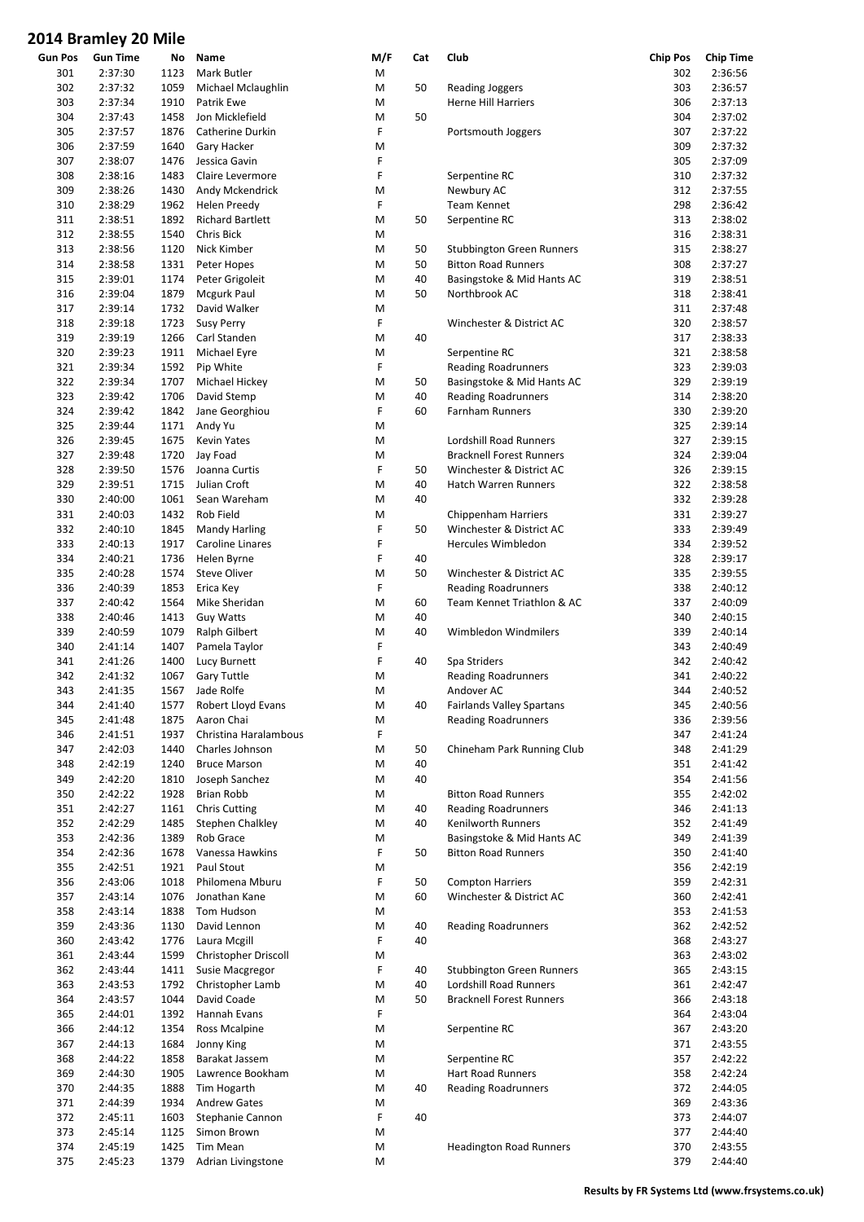# 2014 Bramley 20 Mile

| Gun Pos | Gun Time | No | Name | M/F | Cat | Club | Chip Pos | Chip Time |
|---|---|---|---|---|---|---|---|---|
| 301 | 2:37:30 | 1123 | Mark Butler | M | | | 302 | 2:36:56 |
| 302 | 2:37:32 | 1059 | Michael Mclaughlin | M | 50 | Reading Joggers | 303 | 2:36:57 |
| 303 | 2:37:34 | 1910 | Patrik Ewe | M | | Herne Hill Harriers | 306 | 2:37:13 |
| 304 | 2:37:43 | 1458 | Jon Micklefield | M | 50 | | 304 | 2:37:02 |
| 305 | 2:37:57 | 1876 | Catherine Durkin | F | | Portsmouth Joggers | 307 | 2:37:22 |
| 306 | 2:37:59 | 1640 | Gary Hacker | M | | | 309 | 2:37:32 |
| 307 | 2:38:07 | 1476 | Jessica Gavin | F | | | 305 | 2:37:09 |
| 308 | 2:38:16 | 1483 | Claire Levermore | F | | Serpentine RC | 310 | 2:37:32 |
| 309 | 2:38:26 | 1430 | Andy Mckendrick | M | | Newbury AC | 312 | 2:37:55 |
| 310 | 2:38:29 | 1962 | Helen Preedy | F | | Team Kennet | 298 | 2:36:42 |
| 311 | 2:38:51 | 1892 | Richard Bartlett | M | 50 | Serpentine RC | 313 | 2:38:02 |
| 312 | 2:38:55 | 1540 | Chris Bick | M | | | 316 | 2:38:31 |
| 313 | 2:38:56 | 1120 | Nick Kimber | M | 50 | Stubbington Green Runners | 315 | 2:38:27 |
| 314 | 2:38:58 | 1331 | Peter Hopes | M | 50 | Bitton Road Runners | 308 | 2:37:27 |
| 315 | 2:39:01 | 1174 | Peter Grigoleit | M | 40 | Basingstoke & Mid Hants AC | 319 | 2:38:51 |
| 316 | 2:39:04 | 1879 | Mcgurk Paul | M | 50 | Northbrook AC | 318 | 2:38:41 |
| 317 | 2:39:14 | 1732 | David Walker | M | | | 311 | 2:37:48 |
| 318 | 2:39:18 | 1723 | Susy Perry | F | | Winchester & District AC | 320 | 2:38:57 |
| 319 | 2:39:19 | 1266 | Carl Standen | M | 40 | | 317 | 2:38:33 |
| 320 | 2:39:23 | 1911 | Michael Eyre | M | | Serpentine RC | 321 | 2:38:58 |
| 321 | 2:39:34 | 1592 | Pip White | F | | Reading Roadrunners | 323 | 2:39:03 |
| 322 | 2:39:34 | 1707 | Michael Hickey | M | 50 | Basingstoke & Mid Hants AC | 329 | 2:39:19 |
| 323 | 2:39:42 | 1706 | David Stemp | M | 40 | Reading Roadrunners | 314 | 2:38:20 |
| 324 | 2:39:42 | 1842 | Jane Georghiou | F | 60 | Farnham Runners | 330 | 2:39:20 |
| 325 | 2:39:44 | 1171 | Andy Yu | M | | | 325 | 2:39:14 |
| 326 | 2:39:45 | 1675 | Kevin Yates | M | | Lordshill Road Runners | 327 | 2:39:15 |
| 327 | 2:39:48 | 1720 | Jay Foad | M | | Bracknell Forest Runners | 324 | 2:39:04 |
| 328 | 2:39:50 | 1576 | Joanna Curtis | F | 50 | Winchester & District AC | 326 | 2:39:15 |
| 329 | 2:39:51 | 1715 | Julian Croft | M | 40 | Hatch Warren Runners | 322 | 2:38:58 |
| 330 | 2:40:00 | 1061 | Sean Wareham | M | 40 | | 332 | 2:39:28 |
| 331 | 2:40:03 | 1432 | Rob Field | M | | Chippenham Harriers | 331 | 2:39:27 |
| 332 | 2:40:10 | 1845 | Mandy Harling | F | 50 | Winchester & District AC | 333 | 2:39:49 |
| 333 | 2:40:13 | 1917 | Caroline Linares | F | | Hercules Wimbledon | 334 | 2:39:52 |
| 334 | 2:40:21 | 1736 | Helen Byrne | F | 40 | | 328 | 2:39:17 |
| 335 | 2:40:28 | 1574 | Steve Oliver | M | 50 | Winchester & District AC | 335 | 2:39:55 |
| 336 | 2:40:39 | 1853 | Erica Key | F | | Reading Roadrunners | 338 | 2:40:12 |
| 337 | 2:40:42 | 1564 | Mike Sheridan | M | 60 | Team Kennet Triathlon & AC | 337 | 2:40:09 |
| 338 | 2:40:46 | 1413 | Guy Watts | M | 40 | | 340 | 2:40:15 |
| 339 | 2:40:59 | 1079 | Ralph Gilbert | M | 40 | Wimbledon Windmilers | 339 | 2:40:14 |
| 340 | 2:41:14 | 1407 | Pamela Taylor | F | | | 343 | 2:40:49 |
| 341 | 2:41:26 | 1400 | Lucy Burnett | F | 40 | Spa Striders | 342 | 2:40:42 |
| 342 | 2:41:32 | 1067 | Gary Tuttle | M | | Reading Roadrunners | 341 | 2:40:22 |
| 343 | 2:41:35 | 1567 | Jade Rolfe | M | | Andover AC | 344 | 2:40:52 |
| 344 | 2:41:40 | 1577 | Robert Lloyd Evans | M | 40 | Fairlands Valley Spartans | 345 | 2:40:56 |
| 345 | 2:41:48 | 1875 | Aaron Chai | M | | Reading Roadrunners | 336 | 2:39:56 |
| 346 | 2:41:51 | 1937 | Christina Haralambous | F | | | 347 | 2:41:24 |
| 347 | 2:42:03 | 1440 | Charles Johnson | M | 50 | Chineham Park Running Club | 348 | 2:41:29 |
| 348 | 2:42:19 | 1240 | Bruce Marson | M | 40 | | 351 | 2:41:42 |
| 349 | 2:42:20 | 1810 | Joseph Sanchez | M | 40 | | 354 | 2:41:56 |
| 350 | 2:42:22 | 1928 | Brian Robb | M | | Bitton Road Runners | 355 | 2:42:02 |
| 351 | 2:42:27 | 1161 | Chris Cutting | M | 40 | Reading Roadrunners | 346 | 2:41:13 |
| 352 | 2:42:29 | 1485 | Stephen Chalkley | M | 40 | Kenilworth Runners | 352 | 2:41:49 |
| 353 | 2:42:36 | 1389 | Rob Grace | M | | Basingstoke & Mid Hants AC | 349 | 2:41:39 |
| 354 | 2:42:36 | 1678 | Vanessa Hawkins | F | 50 | Bitton Road Runners | 350 | 2:41:40 |
| 355 | 2:42:51 | 1921 | Paul Stout | M | | | 356 | 2:42:19 |
| 356 | 2:43:06 | 1018 | Philomena Mburu | F | 50 | Compton Harriers | 359 | 2:42:31 |
| 357 | 2:43:14 | 1076 | Jonathan Kane | M | 60 | Winchester & District AC | 360 | 2:42:41 |
| 358 | 2:43:14 | 1838 | Tom Hudson | M | | | 353 | 2:41:53 |
| 359 | 2:43:36 | 1130 | David Lennon | M | 40 | Reading Roadrunners | 362 | 2:42:52 |
| 360 | 2:43:42 | 1776 | Laura Mcgill | F | 40 | | 368 | 2:43:27 |
| 361 | 2:43:44 | 1599 | Christopher Driscoll | M | | | 363 | 2:43:02 |
| 362 | 2:43:44 | 1411 | Susie Macgregor | F | 40 | Stubbington Green Runners | 365 | 2:43:15 |
| 363 | 2:43:53 | 1792 | Christopher Lamb | M | 40 | Lordshill Road Runners | 361 | 2:42:47 |
| 364 | 2:43:57 | 1044 | David Coade | M | 50 | Bracknell Forest Runners | 366 | 2:43:18 |
| 365 | 2:44:01 | 1392 | Hannah Evans | F | | | 364 | 2:43:04 |
| 366 | 2:44:12 | 1354 | Ross Mcalpine | M | | Serpentine RC | 367 | 2:43:20 |
| 367 | 2:44:13 | 1684 | Jonny King | M | | | 371 | 2:43:55 |
| 368 | 2:44:22 | 1858 | Barakat Jassem | M | | Serpentine RC | 357 | 2:42:22 |
| 369 | 2:44:30 | 1905 | Lawrence Bookham | M | | Hart Road Runners | 358 | 2:42:24 |
| 370 | 2:44:35 | 1888 | Tim Hogarth | M | 40 | Reading Roadrunners | 372 | 2:44:05 |
| 371 | 2:44:39 | 1934 | Andrew Gates | M | | | 369 | 2:43:36 |
| 372 | 2:45:11 | 1603 | Stephanie Cannon | F | 40 | | 373 | 2:44:07 |
| 373 | 2:45:14 | 1125 | Simon Brown | M | | | 377 | 2:44:40 |
| 374 | 2:45:19 | 1425 | Tim Mean | M | | Headington Road Runners | 370 | 2:43:55 |
| 375 | 2:45:23 | 1379 | Adrian Livingstone | M | | | 379 | 2:44:40 |

**Results by FR Systems Ltd (www.frsystems.co.uk)**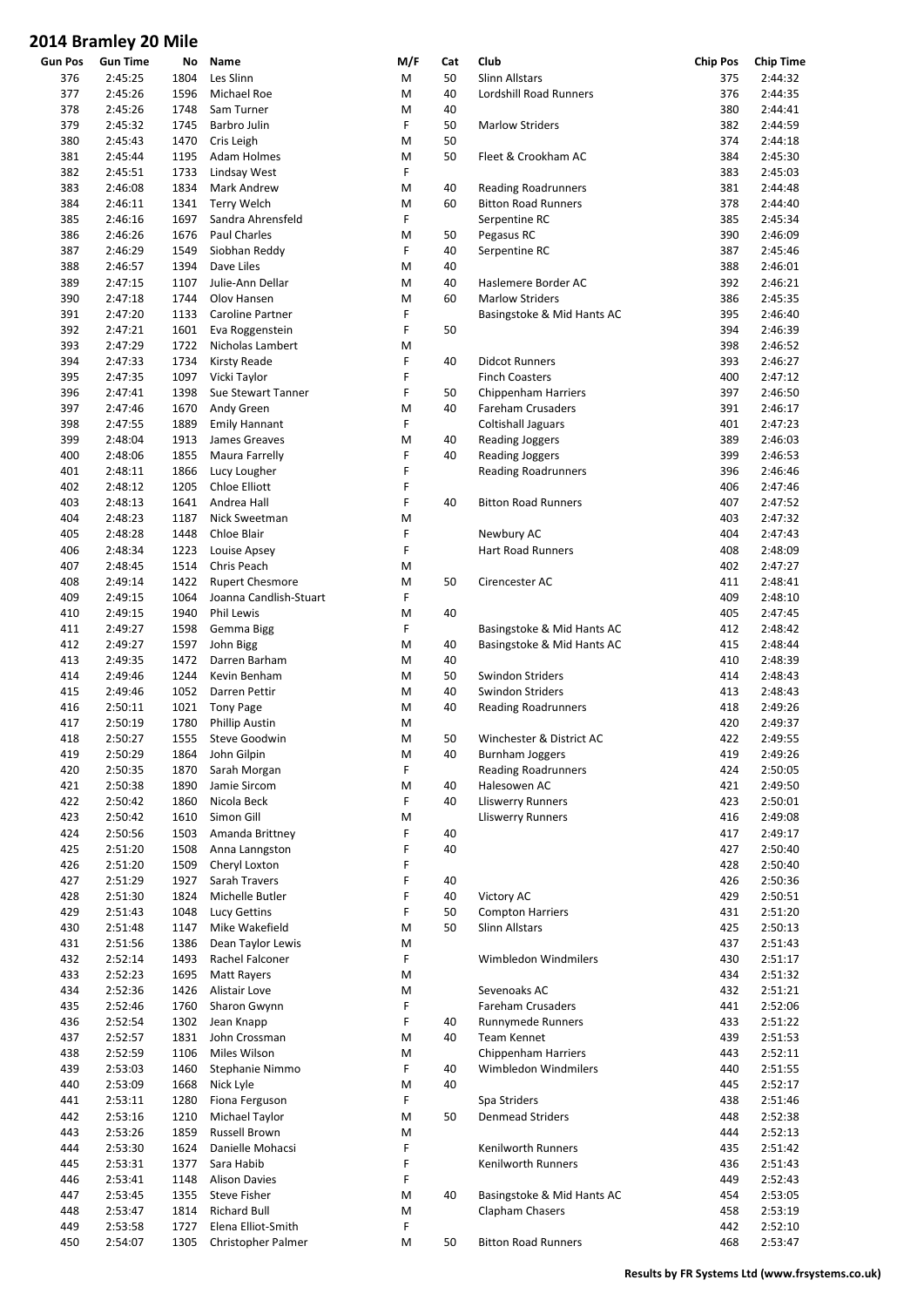# 2014 Bramley 20 Mile

| Gun Pos | Gun Time | No | Name | M/F | Cat | Club | Chip Pos | Chip Time |
|---|---|---|---|---|---|---|---|---|
| 376 | 2:45:25 | 1804 | Les Slinn | M | 50 | Slinn Allstars | 375 | 2:44:32 |
| 377 | 2:45:26 | 1596 | Michael Roe | M | 40 | Lordshill Road Runners | 376 | 2:44:35 |
| 378 | 2:45:26 | 1748 | Sam Turner | M | 40 | | 380 | 2:44:41 |
| 379 | 2:45:32 | 1745 | Barbro Julin | F | 50 | Marlow Striders | 382 | 2:44:59 |
| 380 | 2:45:43 | 1470 | Cris Leigh | M | 50 | | 374 | 2:44:18 |
| 381 | 2:45:44 | 1195 | Adam Holmes | M | 50 | Fleet & Crookham AC | 384 | 2:45:30 |
| 382 | 2:45:51 | 1733 | Lindsay West | F | | | 383 | 2:45:03 |
| 383 | 2:46:08 | 1834 | Mark Andrew | M | 40 | Reading Roadrunners | 381 | 2:44:48 |
| 384 | 2:46:11 | 1341 | Terry Welch | M | 60 | Bitton Road Runners | 378 | 2:44:40 |
| 385 | 2:46:16 | 1697 | Sandra Ahrensfeld | F | | Serpentine RC | 385 | 2:45:34 |
| 386 | 2:46:26 | 1676 | Paul Charles | M | 50 | Pegasus RC | 390 | 2:46:09 |
| 387 | 2:46:29 | 1549 | Siobhan Reddy | F | 40 | Serpentine RC | 387 | 2:45:46 |
| 388 | 2:46:57 | 1394 | Dave Liles | M | 40 | | 388 | 2:46:01 |
| 389 | 2:47:15 | 1107 | Julie-Ann Dellar | M | 40 | Haslemere Border AC | 392 | 2:46:21 |
| 390 | 2:47:18 | 1744 | Olov Hansen | M | 60 | Marlow Striders | 386 | 2:45:35 |
| 391 | 2:47:20 | 1133 | Caroline Partner | F | | Basingstoke & Mid Hants AC | 395 | 2:46:40 |
| 392 | 2:47:21 | 1601 | Eva Roggenstein | F | 50 | | 394 | 2:46:39 |
| 393 | 2:47:29 | 1722 | Nicholas Lambert | M | | | 398 | 2:46:52 |
| 394 | 2:47:33 | 1734 | Kirsty Reade | F | 40 | Didcot Runners | 393 | 2:46:27 |
| 395 | 2:47:35 | 1097 | Vicki Taylor | F | | Finch Coasters | 400 | 2:47:12 |
| 396 | 2:47:41 | 1398 | Sue Stewart Tanner | F | 50 | Chippenham Harriers | 397 | 2:46:50 |
| 397 | 2:47:46 | 1670 | Andy Green | M | 40 | Fareham Crusaders | 391 | 2:46:17 |
| 398 | 2:47:55 | 1889 | Emily Hannant | F | | Coltishall Jaguars | 401 | 2:47:23 |
| 399 | 2:48:04 | 1913 | James Greaves | M | 40 | Reading Joggers | 389 | 2:46:03 |
| 400 | 2:48:06 | 1855 | Maura Farrelly | F | 40 | Reading Joggers | 399 | 2:46:53 |
| 401 | 2:48:11 | 1866 | Lucy Lougher | F | | Reading Roadrunners | 396 | 2:46:46 |
| 402 | 2:48:12 | 1205 | Chloe Elliott | F | | | 406 | 2:47:46 |
| 403 | 2:48:13 | 1641 | Andrea Hall | F | 40 | Bitton Road Runners | 407 | 2:47:52 |
| 404 | 2:48:23 | 1187 | Nick Sweetman | M | | | 403 | 2:47:32 |
| 405 | 2:48:28 | 1448 | Chloe Blair | F | | Newbury AC | 404 | 2:47:43 |
| 406 | 2:48:34 | 1223 | Louise Apsey | F | | Hart Road Runners | 408 | 2:48:09 |
| 407 | 2:48:45 | 1514 | Chris Peach | M | | | 402 | 2:47:27 |
| 408 | 2:49:14 | 1422 | Rupert Chesmore | M | 50 | Cirencester AC | 411 | 2:48:41 |
| 409 | 2:49:15 | 1064 | Joanna Candlish-Stuart | F | | | 409 | 2:48:10 |
| 410 | 2:49:15 | 1940 | Phil Lewis | M | 40 | | 405 | 2:47:45 |
| 411 | 2:49:27 | 1598 | Gemma Bigg | F | | Basingstoke & Mid Hants AC | 412 | 2:48:42 |
| 412 | 2:49:27 | 1597 | John Bigg | M | 40 | Basingstoke & Mid Hants AC | 415 | 2:48:44 |
| 413 | 2:49:35 | 1472 | Darren Barham | M | 40 | | 410 | 2:48:39 |
| 414 | 2:49:46 | 1244 | Kevin Benham | M | 50 | Swindon Striders | 414 | 2:48:43 |
| 415 | 2:49:46 | 1052 | Darren Pettir | M | 40 | Swindon Striders | 413 | 2:48:43 |
| 416 | 2:50:11 | 1021 | Tony Page | M | 40 | Reading Roadrunners | 418 | 2:49:26 |
| 417 | 2:50:19 | 1780 | Phillip Austin | M | | | 420 | 2:49:37 |
| 418 | 2:50:27 | 1555 | Steve Goodwin | M | 50 | Winchester & District AC | 422 | 2:49:55 |
| 419 | 2:50:29 | 1864 | John Gilpin | M | 40 | Burnham Joggers | 419 | 2:49:26 |
| 420 | 2:50:35 | 1870 | Sarah Morgan | F | | Reading Roadrunners | 424 | 2:50:05 |
| 421 | 2:50:38 | 1890 | Jamie Sircom | M | 40 | Halesowen AC | 421 | 2:49:50 |
| 422 | 2:50:42 | 1860 | Nicola Beck | F | 40 | Lliswerry Runners | 423 | 2:50:01 |
| 423 | 2:50:42 | 1610 | Simon Gill | M | | Lliswerry Runners | 416 | 2:49:08 |
| 424 | 2:50:56 | 1503 | Amanda Brittney | F | 40 | | 417 | 2:49:17 |
| 425 | 2:51:20 | 1508 | Anna Lanngston | F | 40 | | 427 | 2:50:40 |
| 426 | 2:51:20 | 1509 | Cheryl Loxton | F | | | 428 | 2:50:40 |
| 427 | 2:51:29 | 1927 | Sarah Travers | F | 40 | | 426 | 2:50:36 |
| 428 | 2:51:30 | 1824 | Michelle Butler | F | 40 | Victory AC | 429 | 2:50:51 |
| 429 | 2:51:43 | 1048 | Lucy Gettins | F | 50 | Compton Harriers | 431 | 2:51:20 |
| 430 | 2:51:48 | 1147 | Mike Wakefield | M | 50 | Slinn Allstars | 425 | 2:50:13 |
| 431 | 2:51:56 | 1386 | Dean Taylor Lewis | M | | | 437 | 2:51:43 |
| 432 | 2:52:14 | 1493 | Rachel Falconer | F | | Wimbledon Windmilers | 430 | 2:51:17 |
| 433 | 2:52:23 | 1695 | Matt Rayers | M | | | 434 | 2:51:32 |
| 434 | 2:52:36 | 1426 | Alistair Love | M | | Sevenoaks AC | 432 | 2:51:21 |
| 435 | 2:52:46 | 1760 | Sharon Gwynn | F | | Fareham Crusaders | 441 | 2:52:06 |
| 436 | 2:52:54 | 1302 | Jean Knapp | F | 40 | Runnymede Runners | 433 | 2:51:22 |
| 437 | 2:52:57 | 1831 | John Crossman | M | 40 | Team Kennet | 439 | 2:51:53 |
| 438 | 2:52:59 | 1106 | Miles Wilson | M | | Chippenham Harriers | 443 | 2:52:11 |
| 439 | 2:53:03 | 1460 | Stephanie Nimmo | F | 40 | Wimbledon Windmilers | 440 | 2:51:55 |
| 440 | 2:53:09 | 1668 | Nick Lyle | M | 40 | | 445 | 2:52:17 |
| 441 | 2:53:11 | 1280 | Fiona Ferguson | F | | Spa Striders | 438 | 2:51:46 |
| 442 | 2:53:16 | 1210 | Michael Taylor | M | 50 | Denmead Striders | 448 | 2:52:38 |
| 443 | 2:53:26 | 1859 | Russell Brown | M | | | 444 | 2:52:13 |
| 444 | 2:53:30 | 1624 | Danielle Mohacsi | F | | Kenilworth Runners | 435 | 2:51:42 |
| 445 | 2:53:31 | 1377 | Sara Habib | F | | Kenilworth Runners | 436 | 2:51:43 |
| 446 | 2:53:41 | 1148 | Alison Davies | F | | | 449 | 2:52:43 |
| 447 | 2:53:45 | 1355 | Steve Fisher | M | 40 | Basingstoke & Mid Hants AC | 454 | 2:53:05 |
| 448 | 2:53:47 | 1814 | Richard Bull | M | | Clapham Chasers | 458 | 2:53:19 |
| 449 | 2:53:58 | 1727 | Elena Elliot-Smith | F | | | 442 | 2:52:10 |
| 450 | 2:54:07 | 1305 | Christopher Palmer | M | 50 | Bitton Road Runners | 468 | 2:53:47 |

Results by FR Systems Ltd (www.frsystems.co.uk)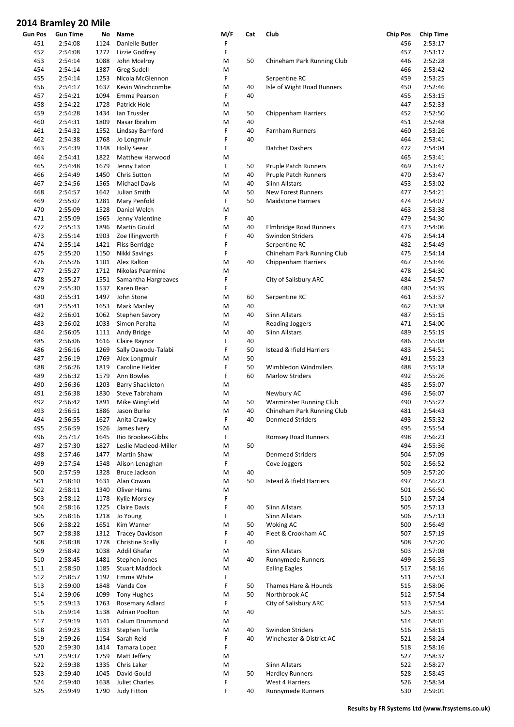# 2014 Bramley 20 Mile

| Gun Pos | Gun Time | No | Name | M/F | Cat | Club | Chip Pos | Chip Time |
|---|---|---|---|---|---|---|---|---|
| 451 | 2:54:08 | 1124 | Danielle Butler | F | | | 456 | 2:53:17 |
| 452 | 2:54:08 | 1272 | Lizzie Godfrey | F | | | 457 | 2:53:17 |
| 453 | 2:54:14 | 1088 | John Mcelroy | M | 50 | Chineham Park Running Club | 446 | 2:52:28 |
| 454 | 2:54:14 | 1387 | Greg Sudell | M | | | 466 | 2:53:42 |
| 455 | 2:54:14 | 1253 | Nicola McGlennon | F | | Serpentine RC | 459 | 2:53:25 |
| 456 | 2:54:17 | 1637 | Kevin Winchcombe | M | 40 | Isle of Wight Road Runners | 450 | 2:52:46 |
| 457 | 2:54:21 | 1094 | Emma Pearson | F | 40 | | 455 | 2:53:15 |
| 458 | 2:54:22 | 1728 | Patrick Hole | M | | | 447 | 2:52:33 |
| 459 | 2:54:28 | 1434 | Ian Trussler | M | 50 | Chippenham Harriers | 452 | 2:52:50 |
| 460 | 2:54:31 | 1809 | Nasar Ibrahim | M | 40 | | 451 | 2:52:48 |
| 461 | 2:54:32 | 1552 | Lindsay Bamford | F | 40 | Farnham Runners | 460 | 2:53:26 |
| 462 | 2:54:38 | 1768 | Jo Longmuir | F | 40 | | 464 | 2:53:41 |
| 463 | 2:54:39 | 1348 | Holly Seear | F | | Datchet Dashers | 472 | 2:54:04 |
| 464 | 2:54:41 | 1822 | Matthew Harwood | M | | | 465 | 2:53:41 |
| 465 | 2:54:48 | 1679 | Jenny Eaton | F | 50 | Pruple Patch Runners | 469 | 2:53:47 |
| 466 | 2:54:49 | 1450 | Chris Sutton | M | 40 | Pruple Patch Runners | 470 | 2:53:47 |
| 467 | 2:54:56 | 1565 | Michael Davis | M | 40 | Slinn Allstars | 453 | 2:53:02 |
| 468 | 2:54:57 | 1642 | Julian Smith | M | 50 | New Forest Runners | 477 | 2:54:21 |
| 469 | 2:55:07 | 1281 | Mary Penfold | F | 50 | Maidstone Harriers | 474 | 2:54:07 |
| 470 | 2:55:09 | 1528 | Daniel Welch | M | | | 463 | 2:53:38 |
| 471 | 2:55:09 | 1965 | Jenny Valentine | F | 40 | | 479 | 2:54:30 |
| 472 | 2:55:13 | 1896 | Martin Gould | M | 40 | Elmbridge Road Runners | 473 | 2:54:06 |
| 473 | 2:55:14 | 1903 | Zoe Illingworth | F | 40 | Swindon Striders | 476 | 2:54:14 |
| 474 | 2:55:14 | 1421 | Fliss Berridge | F | | Serpentine RC | 482 | 2:54:49 |
| 475 | 2:55:20 | 1150 | Nikki Savings | F | | Chineham Park Running Club | 475 | 2:54:14 |
| 476 | 2:55:26 | 1101 | Alex Ralton | M | 40 | Chippenham Harriers | 467 | 2:53:46 |
| 477 | 2:55:27 | 1712 | Nikolas Pearmine | M | | | 478 | 2:54:30 |
| 478 | 2:55:27 | 1551 | Samantha Hargreaves | F | | City of Salisbury ARC | 484 | 2:54:57 |
| 479 | 2:55:30 | 1537 | Karen Bean | F | | | 480 | 2:54:39 |
| 480 | 2:55:31 | 1497 | John Stone | M | 60 | Serpentine RC | 461 | 2:53:37 |
| 481 | 2:55:41 | 1653 | Mark Manley | M | 40 | | 462 | 2:53:38 |
| 482 | 2:56:01 | 1062 | Stephen Savory | M | 40 | Slinn Allstars | 487 | 2:55:15 |
| 483 | 2:56:02 | 1033 | Simon Peralta | M | | Reading Joggers | 471 | 2:54:00 |
| 484 | 2:56:05 | 1111 | Andy Bridge | M | 40 | Slinn Allstars | 489 | 2:55:19 |
| 485 | 2:56:06 | 1616 | Claire Raynor | F | 40 | | 486 | 2:55:08 |
| 486 | 2:56:16 | 1269 | Sally Dawodu-Talabi | F | 50 | Istead & Ifield Harriers | 483 | 2:54:51 |
| 487 | 2:56:19 | 1769 | Alex Longmuir | M | 50 | | 491 | 2:55:23 |
| 488 | 2:56:26 | 1819 | Caroline Helder | F | 50 | Wimbledon Windmilers | 488 | 2:55:18 |
| 489 | 2:56:32 | 1579 | Ann Bowles | F | 60 | Marlow Striders | 492 | 2:55:26 |
| 490 | 2:56:36 | 1203 | Barry Shackleton | M | | | 485 | 2:55:07 |
| 491 | 2:56:38 | 1830 | Steve Tabraham | M | | Newbury AC | 496 | 2:56:07 |
| 492 | 2:56:42 | 1891 | Mike Wingfield | M | 50 | Warminster Running Club | 490 | 2:55:22 |
| 493 | 2:56:51 | 1886 | Jason Burke | M | 40 | Chineham Park Running Club | 481 | 2:54:43 |
| 494 | 2:56:55 | 1627 | Anita Crawley | F | 40 | Denmead Striders | 493 | 2:55:32 |
| 495 | 2:56:59 | 1926 | James Ivery | M | | | 495 | 2:55:54 |
| 496 | 2:57:17 | 1645 | Rio Brookes-Gibbs | F | | Romsey Road Runners | 498 | 2:56:23 |
| 497 | 2:57:30 | 1827 | Leslie Macleod-Miller | M | 50 | | 494 | 2:55:36 |
| 498 | 2:57:46 | 1477 | Martin Shaw | M | | Denmead Striders | 504 | 2:57:09 |
| 499 | 2:57:54 | 1548 | Alison Lenaghan | F | | Cove Joggers | 502 | 2:56:52 |
| 500 | 2:57:59 | 1328 | Bruce Jackson | M | 40 | | 509 | 2:57:20 |
| 501 | 2:58:10 | 1631 | Alan Cowan | M | 50 | Istead & Ifield Harriers | 497 | 2:56:23 |
| 502 | 2:58:11 | 1340 | Oliver Hams | M | | | 501 | 2:56:50 |
| 503 | 2:58:12 | 1178 | Kylie Morsley | F | | | 510 | 2:57:24 |
| 504 | 2:58:16 | 1225 | Claire Davis | F | 40 | Slinn Allstars | 505 | 2:57:13 |
| 505 | 2:58:16 | 1218 | Jo Young | F | | Slinn Allstars | 506 | 2:57:13 |
| 506 | 2:58:22 | 1651 | Kim Warner | M | 50 | Woking AC | 500 | 2:56:49 |
| 507 | 2:58:38 | 1312 | Tracey Davidson | F | 40 | Fleet & Crookham AC | 507 | 2:57:19 |
| 508 | 2:58:38 | 1278 | Christine Scally | F | 40 | | 508 | 2:57:20 |
| 509 | 2:58:42 | 1038 | Addil Ghafar | M | | Slinn Allstars | 503 | 2:57:08 |
| 510 | 2:58:45 | 1481 | Stephen Jones | M | 40 | Runnymede Runners | 499 | 2:56:35 |
| 511 | 2:58:50 | 1185 | Stuart Maddock | M | | Ealing Eagles | 517 | 2:58:16 |
| 512 | 2:58:57 | 1192 | Emma White | F | | | 511 | 2:57:53 |
| 513 | 2:59:00 | 1848 | Vanda Cox | F | 50 | Thames Hare & Hounds | 515 | 2:58:06 |
| 514 | 2:59:06 | 1099 | Tony Hughes | M | 50 | Northbrook AC | 512 | 2:57:54 |
| 515 | 2:59:13 | 1763 | Rosemary Adlard | F | | City of Salisbury ARC | 513 | 2:57:54 |
| 516 | 2:59:14 | 1538 | Adrian Poolton | M | 40 | | 525 | 2:58:31 |
| 517 | 2:59:19 | 1541 | Calum Drummond | M | | | 514 | 2:58:01 |
| 518 | 2:59:23 | 1933 | Stephen Turtle | M | 40 | Swindon Striders | 516 | 2:58:15 |
| 519 | 2:59:26 | 1154 | Sarah Reid | F | 40 | Winchester & District AC | 521 | 2:58:24 |
| 520 | 2:59:30 | 1414 | Tamara Lopez | F | | | 518 | 2:58:16 |
| 521 | 2:59:37 | 1759 | Matt Jeffery | M | | | 527 | 2:58:37 |
| 522 | 2:59:38 | 1335 | Chris Laker | M | | Slinn Allstars | 522 | 2:58:27 |
| 523 | 2:59:40 | 1045 | David Gould | M | 50 | Hardley Runners | 528 | 2:58:45 |
| 524 | 2:59:40 | 1638 | Juliet Charles | F | | West 4 Harriers | 526 | 2:58:34 |
| 525 | 2:59:49 | 1790 | Judy Fitton | F | 40 | Runnymede Runners | 530 | 2:59:01 |

**Results by FR Systems Ltd (www.frsystems.co.uk)**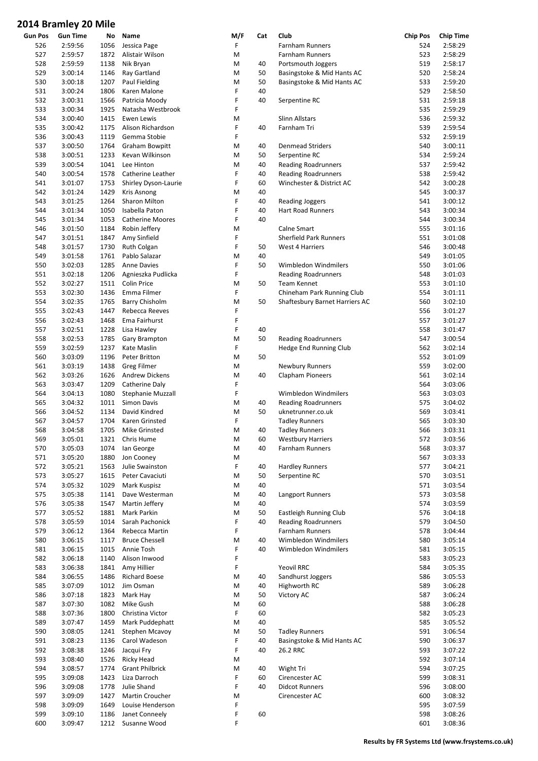# 2014 Bramley 20 Mile

| Gun Pos | Gun Time | No | Name | M/F | Cat | Club | Chip Pos | Chip Time |
|---|---|---|---|---|---|---|---|---|
| 526 | 2:59:56 | 1056 | Jessica Page | F | | Farnham Runners | 524 | 2:58:29 |
| 527 | 2:59:57 | 1872 | Alistair Wilson | M | | Farnham Runners | 523 | 2:58:29 |
| 528 | 2:59:59 | 1138 | Nik Bryan | M | 40 | Portsmouth Joggers | 519 | 2:58:17 |
| 529 | 3:00:14 | 1146 | Ray Gartland | M | 50 | Basingstoke & Mid Hants AC | 520 | 2:58:24 |
| 530 | 3:00:18 | 1207 | Paul Fielding | M | 50 | Basingstoke & Mid Hants AC | 533 | 2:59:20 |
| 531 | 3:00:24 | 1806 | Karen Malone | F | 40 | | 529 | 2:58:50 |
| 532 | 3:00:31 | 1566 | Patricia Moody | F | 40 | Serpentine RC | 531 | 2:59:18 |
| 533 | 3:00:34 | 1925 | Natasha Westbrook | F | | | 535 | 2:59:29 |
| 534 | 3:00:40 | 1415 | Ewen Lewis | M | | Slinn Allstars | 536 | 2:59:32 |
| 535 | 3:00:42 | 1175 | Alison Richardson | F | 40 | Farnham Tri | 539 | 2:59:54 |
| 536 | 3:00:43 | 1119 | Gemma Stobie | F | | | 532 | 2:59:19 |
| 537 | 3:00:50 | 1764 | Graham Bowpitt | M | 40 | Denmead Striders | 540 | 3:00:11 |
| 538 | 3:00:51 | 1233 | Kevan Wilkinson | M | 50 | Serpentine RC | 534 | 2:59:24 |
| 539 | 3:00:54 | 1041 | Lee Hinton | M | 40 | Reading Roadrunners | 537 | 2:59:42 |
| 540 | 3:00:54 | 1578 | Catherine Leather | F | 40 | Reading Roadrunners | 538 | 2:59:42 |
| 541 | 3:01:07 | 1753 | Shirley Dyson-Laurie | F | 60 | Winchester & District AC | 542 | 3:00:28 |
| 542 | 3:01:24 | 1429 | Kris Asnong | M | 40 | | 545 | 3:00:37 |
| 543 | 3:01:25 | 1264 | Sharon Milton | F | 40 | Reading Joggers | 541 | 3:00:12 |
| 544 | 3:01:34 | 1050 | Isabella Paton | F | 40 | Hart Road Runners | 543 | 3:00:34 |
| 545 | 3:01:34 | 1053 | Catherine Moores | F | 40 | | 544 | 3:00:34 |
| 546 | 3:01:50 | 1184 | Robin Jeffery | M | | Calne Smart | 555 | 3:01:16 |
| 547 | 3:01:51 | 1847 | Amy Sinfield | F | | Sherfield Park Runners | 551 | 3:01:08 |
| 548 | 3:01:57 | 1730 | Ruth Colgan | F | 50 | West 4 Harriers | 546 | 3:00:48 |
| 549 | 3:01:58 | 1761 | Pablo Salazar | M | 40 | | 549 | 3:01:05 |
| 550 | 3:02:03 | 1285 | Anne Davies | F | 50 | Wimbledon Windmilers | 550 | 3:01:06 |
| 551 | 3:02:18 | 1206 | Agnieszka Pudlicka | F | | Reading Roadrunners | 548 | 3:01:03 |
| 552 | 3:02:27 | 1511 | Colin Price | M | 50 | Team Kennet | 553 | 3:01:10 |
| 553 | 3:02:30 | 1436 | Emma Filmer | F | | Chineham Park Running Club | 554 | 3:01:11 |
| 554 | 3:02:35 | 1765 | Barry Chisholm | M | 50 | Shaftesbury Barnet Harriers AC | 560 | 3:02:10 |
| 555 | 3:02:43 | 1447 | Rebecca Reeves | F | | | 556 | 3:01:27 |
| 556 | 3:02:43 | 1468 | Ema Fairhurst | F | | | 557 | 3:01:27 |
| 557 | 3:02:51 | 1228 | Lisa Hawley | F | 40 | | 558 | 3:01:47 |
| 558 | 3:02:53 | 1785 | Gary Brampton | M | 50 | Reading Roadrunners | 547 | 3:00:54 |
| 559 | 3:02:59 | 1237 | Kate Maslin | F | | Hedge End Running Club | 562 | 3:02:14 |
| 560 | 3:03:09 | 1196 | Peter Britton | M | 50 | | 552 | 3:01:09 |
| 561 | 3:03:19 | 1438 | Greg Filmer | M | | Newbury Runners | 559 | 3:02:00 |
| 562 | 3:03:26 | 1626 | Andrew Dickens | M | 40 | Clapham Pioneers | 561 | 3:02:14 |
| 563 | 3:03:47 | 1209 | Catherine Daly | F | | | 564 | 3:03:06 |
| 564 | 3:04:13 | 1080 | Stephanie Muzzall | F | | Wimbledon Windmilers | 563 | 3:03:03 |
| 565 | 3:04:32 | 1011 | Simon Davis | M | 40 | Reading Roadrunners | 575 | 3:04:02 |
| 566 | 3:04:52 | 1134 | David Kindred | M | 50 | uknetrunner.co.uk | 569 | 3:03:41 |
| 567 | 3:04:57 | 1704 | Karen Grinsted | F | | Tadley Runners | 565 | 3:03:30 |
| 568 | 3:04:58 | 1705 | Mike Grinsted | M | 40 | Tadley Runners | 566 | 3:03:31 |
| 569 | 3:05:01 | 1321 | Chris Hume | M | 60 | Westbury Harriers | 572 | 3:03:56 |
| 570 | 3:05:03 | 1074 | Ian George | M | 40 | Farnham Runners | 568 | 3:03:37 |
| 571 | 3:05:20 | 1880 | Jon Cooney | M | | | 567 | 3:03:33 |
| 572 | 3:05:21 | 1563 | Julie Swainston | F | 40 | Hardley Runners | 577 | 3:04:21 |
| 573 | 3:05:27 | 1615 | Peter Cavaciuti | M | 50 | Serpentine RC | 570 | 3:03:51 |
| 574 | 3:05:32 | 1029 | Mark Kuspisz | M | 40 | | 571 | 3:03:54 |
| 575 | 3:05:38 | 1141 | Dave Westerman | M | 40 | Langport Runners | 573 | 3:03:58 |
| 576 | 3:05:38 | 1547 | Martin Jeffery | M | 40 | | 574 | 3:03:59 |
| 577 | 3:05:52 | 1881 | Mark Parkin | M | 50 | Eastleigh Running Club | 576 | 3:04:18 |
| 578 | 3:05:59 | 1014 | Sarah Pachonick | F | 40 | Reading Roadrunners | 579 | 3:04:50 |
| 579 | 3:06:12 | 1364 | Rebecca Martin | F | | Farnham Runners | 578 | 3:04:44 |
| 580 | 3:06:15 | 1117 | Bruce Chessell | M | 40 | Wimbledon Windmilers | 580 | 3:05:14 |
| 581 | 3:06:15 | 1015 | Annie Tosh | F | 40 | Wimbledon Windmilers | 581 | 3:05:15 |
| 582 | 3:06:18 | 1140 | Alison Inwood | F | | | 583 | 3:05:23 |
| 583 | 3:06:38 | 1841 | Amy Hillier | F | | Yeovil RRC | 584 | 3:05:35 |
| 584 | 3:06:55 | 1486 | Richard Boese | M | 40 | Sandhurst Joggers | 586 | 3:05:53 |
| 585 | 3:07:09 | 1012 | Jim Osman | M | 40 | Highworth RC | 589 | 3:06:28 |
| 586 | 3:07:18 | 1823 | Mark Hay | M | 50 | Victory AC | 587 | 3:06:24 |
| 587 | 3:07:30 | 1082 | Mike Gush | M | 60 | | 588 | 3:06:28 |
| 588 | 3:07:36 | 1800 | Christina Victor | F | 60 | | 582 | 3:05:23 |
| 589 | 3:07:47 | 1459 | Mark Puddephatt | M | 40 | | 585 | 3:05:52 |
| 590 | 3:08:05 | 1241 | Stephen Mcavoy | M | 50 | Tadley Runners | 591 | 3:06:54 |
| 591 | 3:08:23 | 1136 | Carol Wadeson | F | 40 | Basingstoke & Mid Hants AC | 590 | 3:06:37 |
| 592 | 3:08:38 | 1246 | Jacqui Fry | F | 40 | 26.2 RRC | 593 | 3:07:22 |
| 593 | 3:08:40 | 1526 | Ricky Head | M | | | 592 | 3:07:14 |
| 594 | 3:08:57 | 1774 | Grant Philbrick | M | 40 | Wight Tri | 594 | 3:07:25 |
| 595 | 3:09:08 | 1423 | Liza Darroch | F | 60 | Cirencester AC | 599 | 3:08:31 |
| 596 | 3:09:08 | 1778 | Julie Shand | F | 40 | Didcot Runners | 596 | 3:08:00 |
| 597 | 3:09:09 | 1427 | Martin Croucher | M | | Cirencester AC | 600 | 3:08:32 |
| 598 | 3:09:09 | 1649 | Louise Henderson | F | | | 595 | 3:07:59 |
| 599 | 3:09:10 | 1186 | Janet Conneely | F | 60 | | 598 | 3:08:26 |
| 600 | 3:09:47 | 1212 | Susanne Wood | F | | | 601 | 3:08:36 |

**Results by FR Systems Ltd (www.frsystems.co.uk)**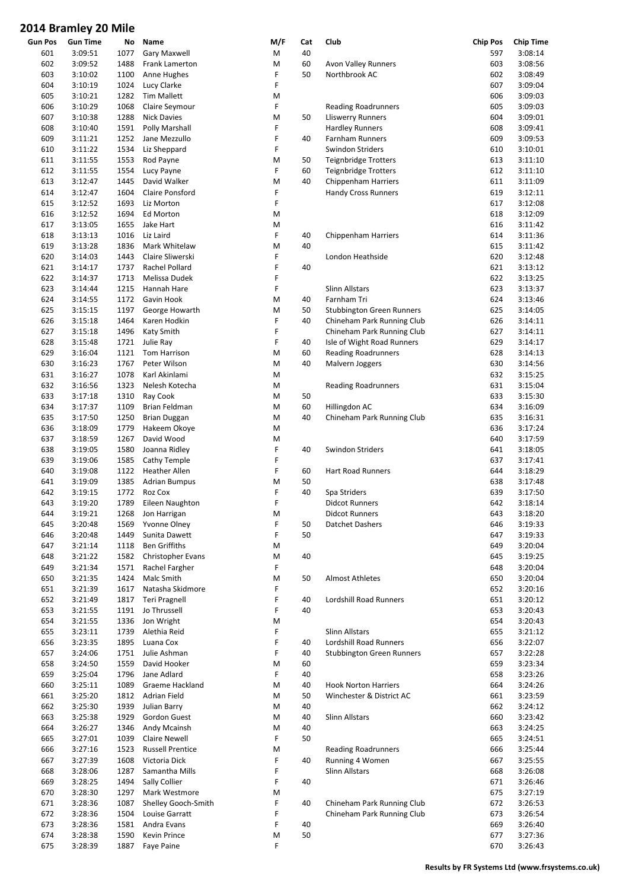# 2014 Bramley 20 Mile

| Gun Pos | Gun Time | No | Name | M/F | Cat | Club | Chip Pos | Chip Time |
|---|---|---|---|---|---|---|---|---|
| 601 | 3:09:51 | 1077 | Gary Maxwell | M | 40 | | 597 | 3:08:14 |
| 602 | 3:09:52 | 1488 | Frank Lamerton | M | 60 | Avon Valley Runners | 603 | 3:08:56 |
| 603 | 3:10:02 | 1100 | Anne Hughes | F | 50 | Northbrook AC | 602 | 3:08:49 |
| 604 | 3:10:19 | 1024 | Lucy Clarke | F | | | 607 | 3:09:04 |
| 605 | 3:10:21 | 1282 | Tim Mallett | M | | | 606 | 3:09:03 |
| 606 | 3:10:29 | 1068 | Claire Seymour | F | | Reading Roadrunners | 605 | 3:09:03 |
| 607 | 3:10:38 | 1288 | Nick Davies | M | 50 | Lliswerry Runners | 604 | 3:09:01 |
| 608 | 3:10:40 | 1591 | Polly Marshall | F | | Hardley Runners | 608 | 3:09:41 |
| 609 | 3:11:21 | 1252 | Jane Mezzullo | F | 40 | Farnham Runners | 609 | 3:09:53 |
| 610 | 3:11:22 | 1534 | Liz Sheppard | F | | Swindon Striders | 610 | 3:10:01 |
| 611 | 3:11:55 | 1553 | Rod Payne | M | 50 | Teignbridge Trotters | 613 | 3:11:10 |
| 612 | 3:11:55 | 1554 | Lucy Payne | F | 60 | Teignbridge Trotters | 612 | 3:11:10 |
| 613 | 3:12:47 | 1445 | David Walker | M | 40 | Chippenham Harriers | 611 | 3:11:09 |
| 614 | 3:12:47 | 1604 | Claire Ponsford | F | | Handy Cross Runners | 619 | 3:12:11 |
| 615 | 3:12:52 | 1693 | Liz Morton | F | | | 617 | 3:12:08 |
| 616 | 3:12:52 | 1694 | Ed Morton | M | | | 618 | 3:12:09 |
| 617 | 3:13:05 | 1655 | Jake Hart | M | | | 616 | 3:11:42 |
| 618 | 3:13:13 | 1016 | Liz Laird | F | 40 | Chippenham Harriers | 614 | 3:11:36 |
| 619 | 3:13:28 | 1836 | Mark Whitelaw | M | 40 | | 615 | 3:11:42 |
| 620 | 3:14:03 | 1443 | Claire Sliwerski | F | | London Heathside | 620 | 3:12:48 |
| 621 | 3:14:17 | 1737 | Rachel Pollard | F | 40 | | 621 | 3:13:12 |
| 622 | 3:14:37 | 1713 | Melissa Dudek | F | | | 622 | 3:13:25 |
| 623 | 3:14:44 | 1215 | Hannah Hare | F | | Slinn Allstars | 623 | 3:13:37 |
| 624 | 3:14:55 | 1172 | Gavin Hook | M | 40 | Farnham Tri | 624 | 3:13:46 |
| 625 | 3:15:15 | 1197 | George Howarth | M | 50 | Stubbington Green Runners | 625 | 3:14:05 |
| 626 | 3:15:18 | 1464 | Karen Hodkin | F | 40 | Chineham Park Running Club | 626 | 3:14:11 |
| 627 | 3:15:18 | 1496 | Katy Smith | F | | Chineham Park Running Club | 627 | 3:14:11 |
| 628 | 3:15:48 | 1721 | Julie Ray | F | 40 | Isle of Wight Road Runners | 629 | 3:14:17 |
| 629 | 3:16:04 | 1121 | Tom Harrison | M | 60 | Reading Roadrunners | 628 | 3:14:13 |
| 630 | 3:16:23 | 1767 | Peter Wilson | M | 40 | Malvern Joggers | 630 | 3:14:56 |
| 631 | 3:16:27 | 1078 | Karl Akinlami | M | | | 632 | 3:15:25 |
| 632 | 3:16:56 | 1323 | Nelesh Kotecha | M | | Reading Roadrunners | 631 | 3:15:04 |
| 633 | 3:17:18 | 1310 | Ray Cook | M | 50 | | 633 | 3:15:30 |
| 634 | 3:17:37 | 1109 | Brian Feldman | M | 60 | Hillingdon AC | 634 | 3:16:09 |
| 635 | 3:17:50 | 1250 | Brian Duggan | M | 40 | Chineham Park Running Club | 635 | 3:16:31 |
| 636 | 3:18:09 | 1779 | Hakeem Okoye | M | | | 636 | 3:17:24 |
| 637 | 3:18:59 | 1267 | David Wood | M | | | 640 | 3:17:59 |
| 638 | 3:19:05 | 1580 | Joanna Ridley | F | 40 | Swindon Striders | 641 | 3:18:05 |
| 639 | 3:19:06 | 1585 | Cathy Temple | F | | | 637 | 3:17:41 |
| 640 | 3:19:08 | 1122 | Heather Allen | F | 60 | Hart Road Runners | 644 | 3:18:29 |
| 641 | 3:19:09 | 1385 | Adrian Bumpus | M | 50 | | 638 | 3:17:48 |
| 642 | 3:19:15 | 1772 | Roz Cox | F | 40 | Spa Striders | 639 | 3:17:50 |
| 643 | 3:19:20 | 1789 | Eileen Naughton | F | | Didcot Runners | 642 | 3:18:14 |
| 644 | 3:19:21 | 1268 | Jon Harrigan | M | | Didcot Runners | 643 | 3:18:20 |
| 645 | 3:20:48 | 1569 | Yvonne Olney | F | 50 | Datchet Dashers | 646 | 3:19:33 |
| 646 | 3:20:48 | 1449 | Sunita Dawett | F | 50 | | 647 | 3:19:33 |
| 647 | 3:21:14 | 1118 | Ben Griffiths | M | | | 649 | 3:20:04 |
| 648 | 3:21:22 | 1582 | Christopher Evans | M | 40 | | 645 | 3:19:25 |
| 649 | 3:21:34 | 1571 | Rachel Fargher | F | | | 648 | 3:20:04 |
| 650 | 3:21:35 | 1424 | Malc Smith | M | 50 | Almost Athletes | 650 | 3:20:04 |
| 651 | 3:21:39 | 1617 | Natasha Skidmore | F | | | 652 | 3:20:16 |
| 652 | 3:21:49 | 1817 | Teri Pragnell | F | 40 | Lordshill Road Runners | 651 | 3:20:12 |
| 653 | 3:21:55 | 1191 | Jo Thrussell | F | 40 | | 653 | 3:20:43 |
| 654 | 3:21:55 | 1336 | Jon Wright | M | | | 654 | 3:20:43 |
| 655 | 3:23:11 | 1739 | Alethia Reid | F | | Slinn Allstars | 655 | 3:21:12 |
| 656 | 3:23:35 | 1895 | Luana Cox | F | 40 | Lordshill Road Runners | 656 | 3:22:07 |
| 657 | 3:24:06 | 1751 | Julie Ashman | F | 40 | Stubbington Green Runners | 657 | 3:22:28 |
| 658 | 3:24:50 | 1559 | David Hooker | M | 60 | | 659 | 3:23:34 |
| 659 | 3:25:04 | 1796 | Jane Adlard | F | 40 | | 658 | 3:23:26 |
| 660 | 3:25:11 | 1089 | Graeme Hackland | M | 40 | Hook Norton Harriers | 664 | 3:24:26 |
| 661 | 3:25:20 | 1812 | Adrian Field | M | 50 | Winchester & District AC | 661 | 3:23:59 |
| 662 | 3:25:30 | 1939 | Julian Barry | M | 40 | | 662 | 3:24:12 |
| 663 | 3:25:38 | 1929 | Gordon Guest | M | 40 | Slinn Allstars | 660 | 3:23:42 |
| 664 | 3:26:27 | 1346 | Andy Mcainsh | M | 40 | | 663 | 3:24:25 |
| 665 | 3:27:01 | 1039 | Claire Newell | F | 50 | | 665 | 3:24:51 |
| 666 | 3:27:16 | 1523 | Russell Prentice | M | | Reading Roadrunners | 666 | 3:25:44 |
| 667 | 3:27:39 | 1608 | Victoria Dick | F | 40 | Running 4 Women | 667 | 3:25:55 |
| 668 | 3:28:06 | 1287 | Samantha Mills | F | | Slinn Allstars | 668 | 3:26:08 |
| 669 | 3:28:25 | 1494 | Sally Collier | F | 40 | | 671 | 3:26:46 |
| 670 | 3:28:30 | 1297 | Mark Westmore | M | | | 675 | 3:27:19 |
| 671 | 3:28:36 | 1087 | Shelley Gooch-Smith | F | 40 | Chineham Park Running Club | 672 | 3:26:53 |
| 672 | 3:28:36 | 1504 | Louise Garratt | F | | Chineham Park Running Club | 673 | 3:26:54 |
| 673 | 3:28:36 | 1581 | Andra Evans | F | 40 | | 669 | 3:26:40 |
| 674 | 3:28:38 | 1590 | Kevin Prince | M | 50 | | 677 | 3:27:36 |
| 675 | 3:28:39 | 1887 | Faye Paine | F | | | 670 | 3:26:43 |

**Results by FR Systems Ltd (www.frsystems.co.uk)**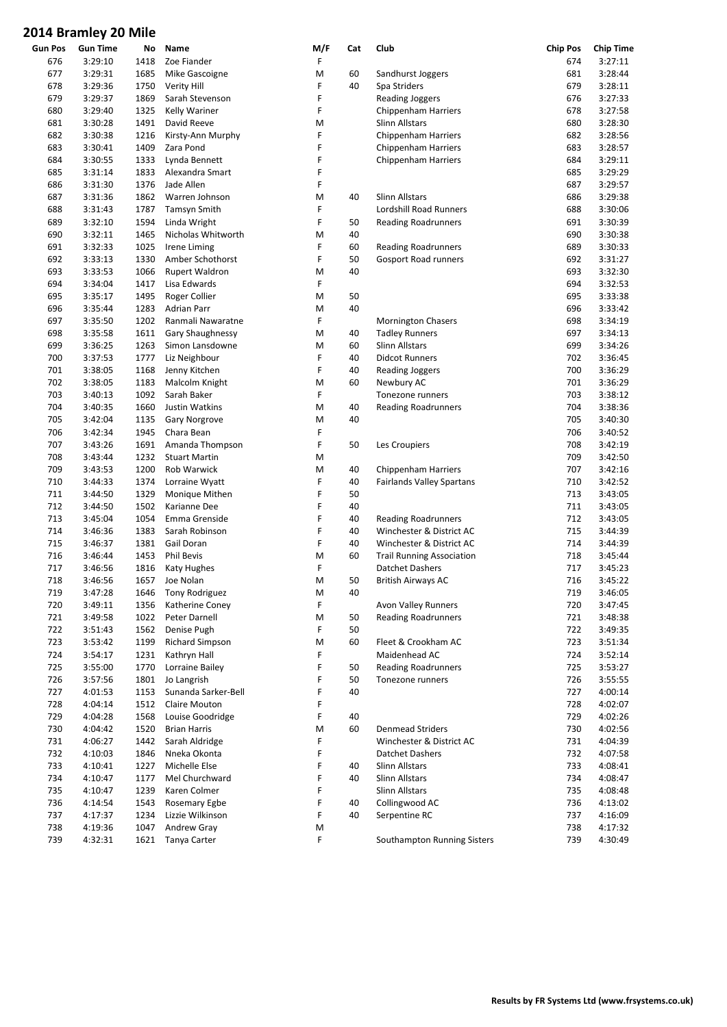# 2014 Bramley 20 Mile

| Gun Pos | Gun Time | No | Name | M/F | Cat | Club | Chip Pos | Chip Time |
|---|---|---|---|---|---|---|---|---|
| 676 | 3:29:10 | 1418 | Zoe Fiander | F | | | 674 | 3:27:11 |
| 677 | 3:29:31 | 1685 | Mike Gascoigne | M | 60 | Sandhurst Joggers | 681 | 3:28:44 |
| 678 | 3:29:36 | 1750 | Verity Hill | F | 40 | Spa Striders | 679 | 3:28:11 |
| 679 | 3:29:37 | 1869 | Sarah Stevenson | F | | Reading Joggers | 676 | 3:27:33 |
| 680 | 3:29:40 | 1325 | Kelly Wariner | F | | Chippenham Harriers | 678 | 3:27:58 |
| 681 | 3:30:28 | 1491 | David Reeve | M | | Slinn Allstars | 680 | 3:28:30 |
| 682 | 3:30:38 | 1216 | Kirsty-Ann Murphy | F | | Chippenham Harriers | 682 | 3:28:56 |
| 683 | 3:30:41 | 1409 | Zara Pond | F | | Chippenham Harriers | 683 | 3:28:57 |
| 684 | 3:30:55 | 1333 | Lynda Bennett | F | | Chippenham Harriers | 684 | 3:29:11 |
| 685 | 3:31:14 | 1833 | Alexandra Smart | F | | | 685 | 3:29:29 |
| 686 | 3:31:30 | 1376 | Jade Allen | F | | | 687 | 3:29:57 |
| 687 | 3:31:36 | 1862 | Warren Johnson | M | 40 | Slinn Allstars | 686 | 3:29:38 |
| 688 | 3:31:43 | 1787 | Tamsyn Smith | F | | Lordshill Road Runners | 688 | 3:30:06 |
| 689 | 3:32:10 | 1594 | Linda Wright | F | 50 | Reading Roadrunners | 691 | 3:30:39 |
| 690 | 3:32:11 | 1465 | Nicholas Whitworth | M | 40 | | 690 | 3:30:38 |
| 691 | 3:32:33 | 1025 | Irene Liming | F | 60 | Reading Roadrunners | 689 | 3:30:33 |
| 692 | 3:33:13 | 1330 | Amber Schothorst | F | 50 | Gosport Road runners | 692 | 3:31:27 |
| 693 | 3:33:53 | 1066 | Rupert Waldron | M | 40 | | 693 | 3:32:30 |
| 694 | 3:34:04 | 1417 | Lisa Edwards | F | | | 694 | 3:32:53 |
| 695 | 3:35:17 | 1495 | Roger Collier | M | 50 | | 695 | 3:33:38 |
| 696 | 3:35:44 | 1283 | Adrian Parr | M | 40 | | 696 | 3:33:42 |
| 697 | 3:35:50 | 1202 | Ranmali Nawaratne | F | | Mornington Chasers | 698 | 3:34:19 |
| 698 | 3:35:58 | 1611 | Gary Shaughnessy | M | 40 | Tadley Runners | 697 | 3:34:13 |
| 699 | 3:36:25 | 1263 | Simon Lansdowne | M | 60 | Slinn Allstars | 699 | 3:34:26 |
| 700 | 3:37:53 | 1777 | Liz Neighbour | F | 40 | Didcot Runners | 702 | 3:36:45 |
| 701 | 3:38:05 | 1168 | Jenny Kitchen | F | 40 | Reading Joggers | 700 | 3:36:29 |
| 702 | 3:38:05 | 1183 | Malcolm Knight | M | 60 | Newbury AC | 701 | 3:36:29 |
| 703 | 3:40:13 | 1092 | Sarah Baker | F | | Tonezone runners | 703 | 3:38:12 |
| 704 | 3:40:35 | 1660 | Justin Watkins | M | 40 | Reading Roadrunners | 704 | 3:38:36 |
| 705 | 3:42:04 | 1135 | Gary Norgrove | M | 40 | | 705 | 3:40:30 |
| 706 | 3:42:34 | 1945 | Chara Bean | F | | | 706 | 3:40:52 |
| 707 | 3:43:26 | 1691 | Amanda Thompson | F | 50 | Les Croupiers | 708 | 3:42:19 |
| 708 | 3:43:44 | 1232 | Stuart Martin | M | | | 709 | 3:42:50 |
| 709 | 3:43:53 | 1200 | Rob Warwick | M | 40 | Chippenham Harriers | 707 | 3:42:16 |
| 710 | 3:44:33 | 1374 | Lorraine Wyatt | F | 40 | Fairlands Valley Spartans | 710 | 3:42:52 |
| 711 | 3:44:50 | 1329 | Monique Mithen | F | 50 | | 713 | 3:43:05 |
| 712 | 3:44:50 | 1502 | Karianne Dee | F | 40 | | 711 | 3:43:05 |
| 713 | 3:45:04 | 1054 | Emma Grenside | F | 40 | Reading Roadrunners | 712 | 3:43:05 |
| 714 | 3:46:36 | 1383 | Sarah Robinson | F | 40 | Winchester & District AC | 715 | 3:44:39 |
| 715 | 3:46:37 | 1381 | Gail Doran | F | 40 | Winchester & District AC | 714 | 3:44:39 |
| 716 | 3:46:44 | 1453 | Phil Bevis | M | 60 | Trail Running Association | 718 | 3:45:44 |
| 717 | 3:46:56 | 1816 | Katy Hughes | F | | Datchet Dashers | 717 | 3:45:23 |
| 718 | 3:46:56 | 1657 | Joe Nolan | M | 50 | British Airways AC | 716 | 3:45:22 |
| 719 | 3:47:28 | 1646 | Tony Rodriguez | M | 40 | | 719 | 3:46:05 |
| 720 | 3:49:11 | 1356 | Katherine Coney | F | | Avon Valley Runners | 720 | 3:47:45 |
| 721 | 3:49:58 | 1022 | Peter Darnell | M | 50 | Reading Roadrunners | 721 | 3:48:38 |
| 722 | 3:51:43 | 1562 | Denise Pugh | F | 50 | | 722 | 3:49:35 |
| 723 | 3:53:42 | 1199 | Richard Simpson | M | 60 | Fleet & Crookham AC | 723 | 3:51:34 |
| 724 | 3:54:17 | 1231 | Kathryn Hall | F | | Maidenhead AC | 724 | 3:52:14 |
| 725 | 3:55:00 | 1770 | Lorraine Bailey | F | 50 | Reading Roadrunners | 725 | 3:53:27 |
| 726 | 3:57:56 | 1801 | Jo Langrish | F | 50 | Tonezone runners | 726 | 3:55:55 |
| 727 | 4:01:53 | 1153 | Sunanda Sarker-Bell | F | 40 | | 727 | 4:00:14 |
| 728 | 4:04:14 | 1512 | Claire Mouton | F | | | 728 | 4:02:07 |
| 729 | 4:04:28 | 1568 | Louise Goodridge | F | 40 | | 729 | 4:02:26 |
| 730 | 4:04:42 | 1520 | Brian Harris | M | 60 | Denmead Striders | 730 | 4:02:56 |
| 731 | 4:06:27 | 1442 | Sarah Aldridge | F | | Winchester & District AC | 731 | 4:04:39 |
| 732 | 4:10:03 | 1846 | Nneka Okonta | F | | Datchet Dashers | 732 | 4:07:58 |
| 733 | 4:10:41 | 1227 | Michelle Else | F | 40 | Slinn Allstars | 733 | 4:08:41 |
| 734 | 4:10:47 | 1177 | Mel Churchward | F | 40 | Slinn Allstars | 734 | 4:08:47 |
| 735 | 4:10:47 | 1239 | Karen Colmer | F | | Slinn Allstars | 735 | 4:08:48 |
| 736 | 4:14:54 | 1543 | Rosemary Egbe | F | 40 | Collingwood AC | 736 | 4:13:02 |
| 737 | 4:17:37 | 1234 | Lizzie Wilkinson | F | 40 | Serpentine RC | 737 | 4:16:09 |
| 738 | 4:19:36 | 1047 | Andrew Gray | M | | | 738 | 4:17:32 |
| 739 | 4:32:31 | 1621 | Tanya Carter | F | | Southampton Running Sisters | 739 | 4:30:49 |

**Results by FR Systems Ltd (www.frsystems.co.uk)**